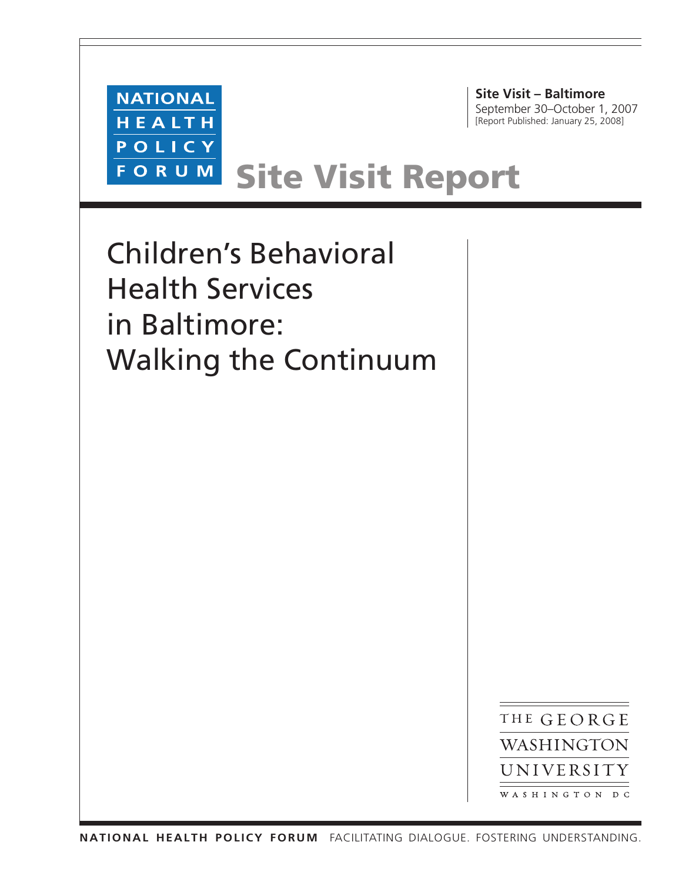NATIONAL HEALTH POLICY FORUM

**Site Visit – Baltimore**
September 30–October 1, 2007
[Report Published: January 25, 2008]

# Site Visit Report

# Children's Behavioral Health Services in Baltimore: Walking the Continuum

THE GEORGE WASHINGTON UNIVERSITY
WASHINGTON DC

**NATIONAL HEALTH POLICY FORUM** FACILITATING DIALOGUE. FOSTERING UNDERSTANDING.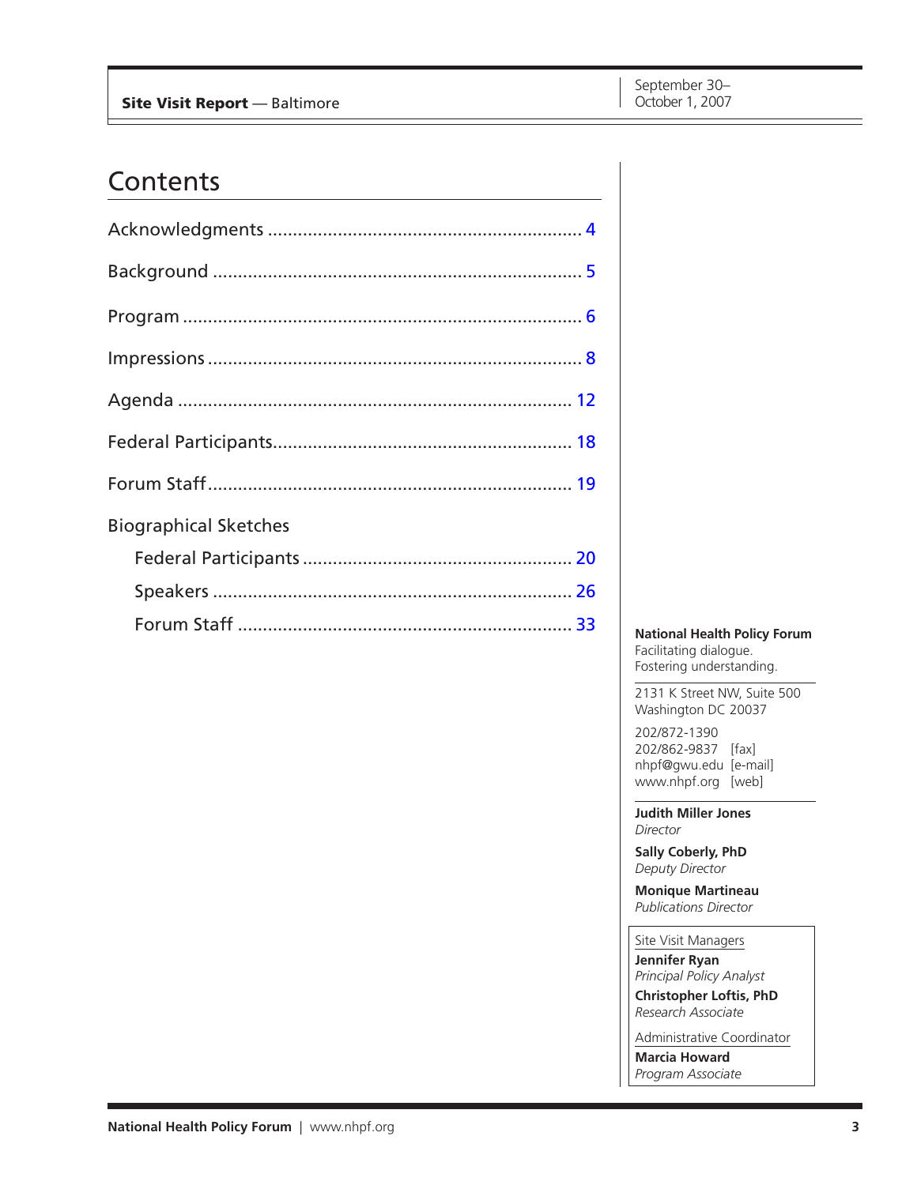# Contents

Acknowledgments ........................................................................ 4

Background ................................................................................ 5

Program ..................................................................................... 6

Impressions ................................................................................ 8

Agenda ..................................................................................... 12

Federal Participants.................................................................. 18

Forum Staff............................................................................... 19

Biographical Sketches

- Federal Participants ................................................................ 20
- Speakers ................................................................................. 26
- Forum Staff ............................................................................. 33

**National Health Policy Forum**
Facilitating dialogue.
Fostering understanding.

2131 K Street NW, Suite 500
Washington DC 20037

202/872-1390
202/862-9837 [fax]
nhpf@gwu.edu [e-mail]
www.nhpf.org [web]

**Judith Miller Jones**
*Director*

**Sally Coberly, PhD**
*Deputy Director*

**Monique Martineau**
*Publications Director*

Site Visit Managers

**Jennifer Ryan**
*Principal Policy Analyst*

**Christopher Loftis, PhD**
*Research Associate*

Administrative Coordinator

**Marcia Howard**
*Program Associate*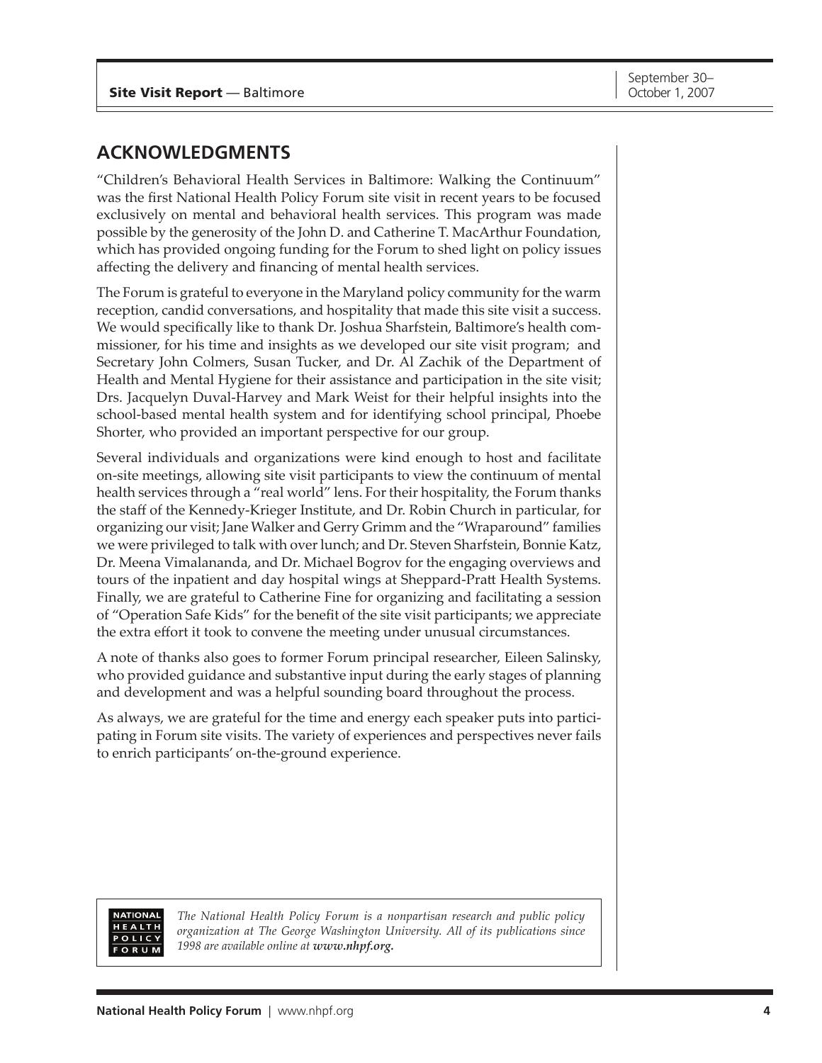## ACKNOWLEDGMENTS

"Children's Behavioral Health Services in Baltimore: Walking the Continuum" was the first National Health Policy Forum site visit in recent years to be focused exclusively on mental and behavioral health services. This program was made possible by the generosity of the John D. and Catherine T. MacArthur Foundation, which has provided ongoing funding for the Forum to shed light on policy issues affecting the delivery and financing of mental health services.

The Forum is grateful to everyone in the Maryland policy community for the warm reception, candid conversations, and hospitality that made this site visit a success. We would specifically like to thank Dr. Joshua Sharfstein, Baltimore's health commissioner, for his time and insights as we developed our site visit program; and Secretary John Colmers, Susan Tucker, and Dr. Al Zachik of the Department of Health and Mental Hygiene for their assistance and participation in the site visit; Drs. Jacquelyn Duval-Harvey and Mark Weist for their helpful insights into the school-based mental health system and for identifying school principal, Phoebe Shorter, who provided an important perspective for our group.

Several individuals and organizations were kind enough to host and facilitate on-site meetings, allowing site visit participants to view the continuum of mental health services through a "real world" lens. For their hospitality, the Forum thanks the staff of the Kennedy-Krieger Institute, and Dr. Robin Church in particular, for organizing our visit; Jane Walker and Gerry Grimm and the "Wraparound" families we were privileged to talk with over lunch; and Dr. Steven Sharfstein, Bonnie Katz, Dr. Meena Vimalananda, and Dr. Michael Bogrov for the engaging overviews and tours of the inpatient and day hospital wings at Sheppard-Pratt Health Systems. Finally, we are grateful to Catherine Fine for organizing and facilitating a session of "Operation Safe Kids" for the benefit of the site visit participants; we appreciate the extra effort it took to convene the meeting under unusual circumstances.

A note of thanks also goes to former Forum principal researcher, Eileen Salinsky, who provided guidance and substantive input during the early stages of planning and development and was a helpful sounding board throughout the process.

As always, we are grateful for the time and energy each speaker puts into participating in Forum site visits. The variety of experiences and perspectives never fails to enrich participants' on-the-ground experience.

NATIONAL HEALTH POLICY FORUM

*The National Health Policy Forum is a nonpartisan research and public policy organization at The George Washington University. All of its publications since 1998 are available online at **www.nhpf.org.***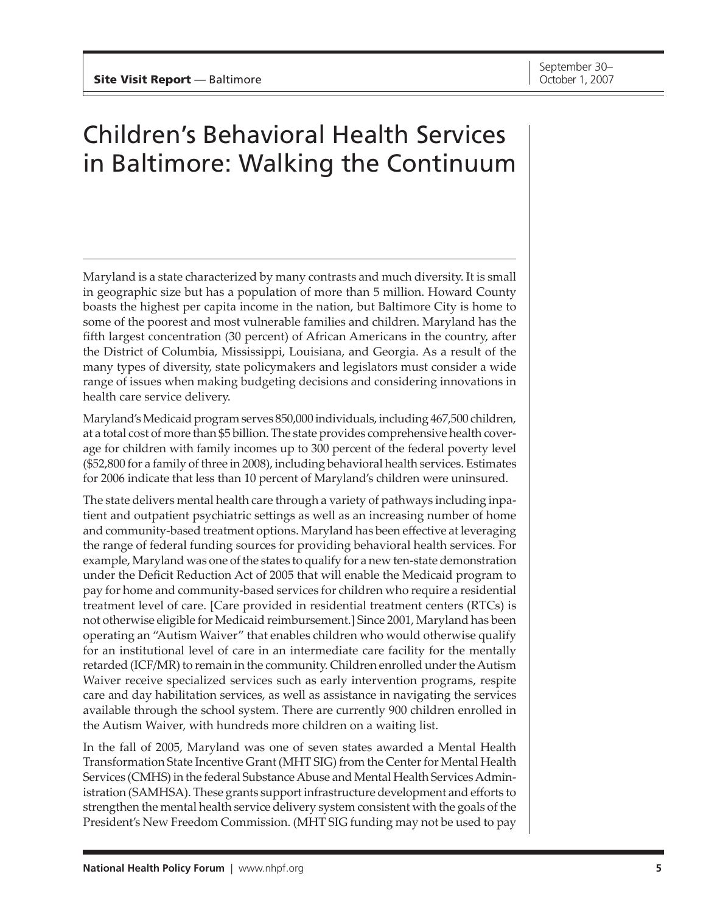# Children's Behavioral Health Services in Baltimore: Walking the Continuum

Maryland is a state characterized by many contrasts and much diversity. It is small in geographic size but has a population of more than 5 million. Howard County boasts the highest per capita income in the nation, but Baltimore City is home to some of the poorest and most vulnerable families and children. Maryland has the fifth largest concentration (30 percent) of African Americans in the country, after the District of Columbia, Mississippi, Louisiana, and Georgia. As a result of the many types of diversity, state policymakers and legislators must consider a wide range of issues when making budgeting decisions and considering innovations in health care service delivery.

Maryland's Medicaid program serves 850,000 individuals, including 467,500 children, at a total cost of more than $5 billion. The state provides comprehensive health coverage for children with family incomes up to 300 percent of the federal poverty level ($52,800 for a family of three in 2008), including behavioral health services. Estimates for 2006 indicate that less than 10 percent of Maryland's children were uninsured.

The state delivers mental health care through a variety of pathways including inpatient and outpatient psychiatric settings as well as an increasing number of home and community-based treatment options. Maryland has been effective at leveraging the range of federal funding sources for providing behavioral health services. For example, Maryland was one of the states to qualify for a new ten-state demonstration under the Deficit Reduction Act of 2005 that will enable the Medicaid program to pay for home and community-based services for children who require a residential treatment level of care. [Care provided in residential treatment centers (RTCs) is not otherwise eligible for Medicaid reimbursement.] Since 2001, Maryland has been operating an "Autism Waiver" that enables children who would otherwise qualify for an institutional level of care in an intermediate care facility for the mentally retarded (ICF/MR) to remain in the community. Children enrolled under the Autism Waiver receive specialized services such as early intervention programs, respite care and day habilitation services, as well as assistance in navigating the services available through the school system. There are currently 900 children enrolled in the Autism Waiver, with hundreds more children on a waiting list.

In the fall of 2005, Maryland was one of seven states awarded a Mental Health Transformation State Incentive Grant (MHT SIG) from the Center for Mental Health Services (CMHS) in the federal Substance Abuse and Mental Health Services Administration (SAMHSA). These grants support infrastructure development and efforts to strengthen the mental health service delivery system consistent with the goals of the President's New Freedom Commission. (MHT SIG funding may not be used to pay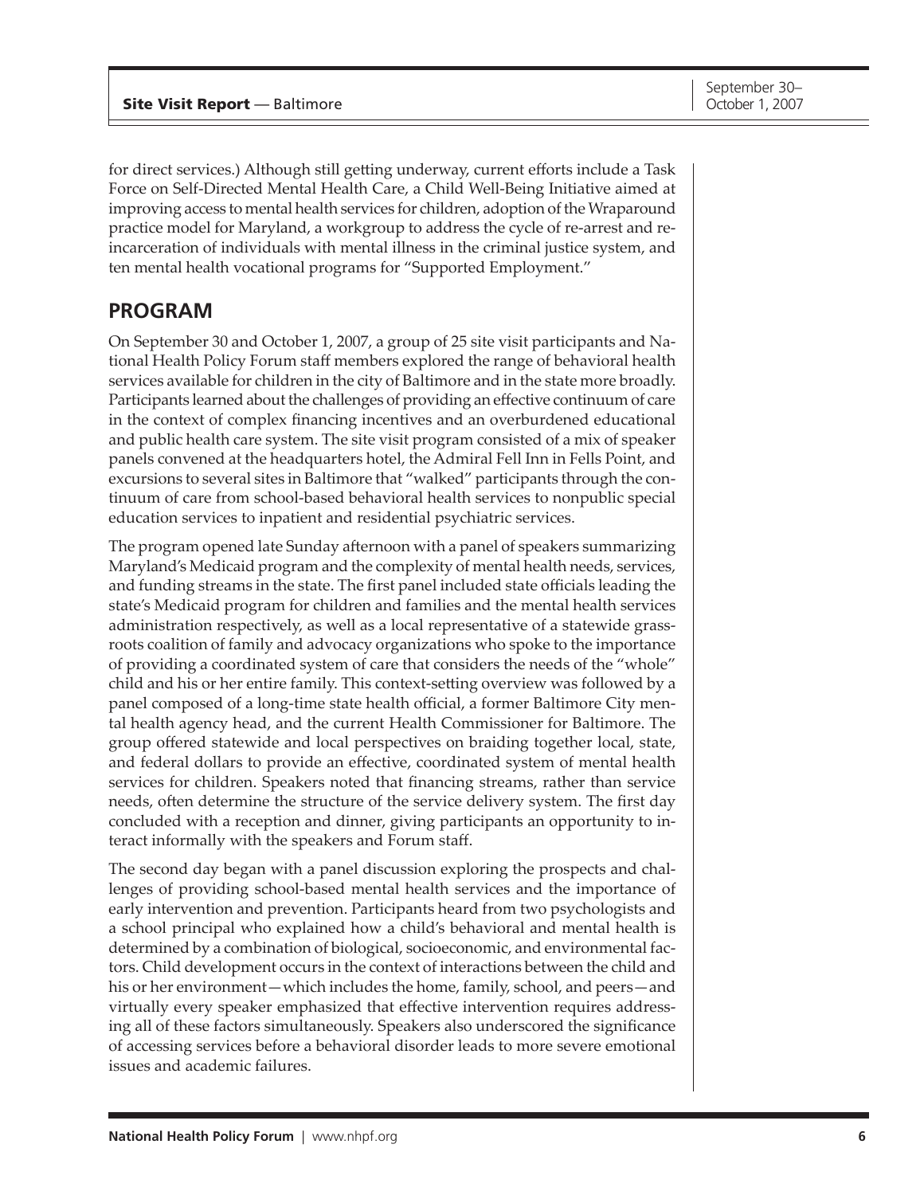for direct services.) Although still getting underway, current efforts include a Task Force on Self-Directed Mental Health Care, a Child Well-Being Initiative aimed at improving access to mental health services for children, adoption of the Wraparound practice model for Maryland, a workgroup to address the cycle of re-arrest and re-incarceration of individuals with mental illness in the criminal justice system, and ten mental health vocational programs for "Supported Employment."

## PROGRAM

On September 30 and October 1, 2007, a group of 25 site visit participants and National Health Policy Forum staff members explored the range of behavioral health services available for children in the city of Baltimore and in the state more broadly. Participants learned about the challenges of providing an effective continuum of care in the context of complex financing incentives and an overburdened educational and public health care system. The site visit program consisted of a mix of speaker panels convened at the headquarters hotel, the Admiral Fell Inn in Fells Point, and excursions to several sites in Baltimore that "walked" participants through the continuum of care from school-based behavioral health services to nonpublic special education services to inpatient and residential psychiatric services.

The program opened late Sunday afternoon with a panel of speakers summarizing Maryland's Medicaid program and the complexity of mental health needs, services, and funding streams in the state. The first panel included state officials leading the state's Medicaid program for children and families and the mental health services administration respectively, as well as a local representative of a statewide grassroots coalition of family and advocacy organizations who spoke to the importance of providing a coordinated system of care that considers the needs of the "whole" child and his or her entire family. This context-setting overview was followed by a panel composed of a long-time state health official, a former Baltimore City mental health agency head, and the current Health Commissioner for Baltimore. The group offered statewide and local perspectives on braiding together local, state, and federal dollars to provide an effective, coordinated system of mental health services for children. Speakers noted that financing streams, rather than service needs, often determine the structure of the service delivery system. The first day concluded with a reception and dinner, giving participants an opportunity to interact informally with the speakers and Forum staff.

The second day began with a panel discussion exploring the prospects and challenges of providing school-based mental health services and the importance of early intervention and prevention. Participants heard from two psychologists and a school principal who explained how a child's behavioral and mental health is determined by a combination of biological, socioeconomic, and environmental factors. Child development occurs in the context of interactions between the child and his or her environment—which includes the home, family, school, and peers—and virtually every speaker emphasized that effective intervention requires addressing all of these factors simultaneously. Speakers also underscored the significance of accessing services before a behavioral disorder leads to more severe emotional issues and academic failures.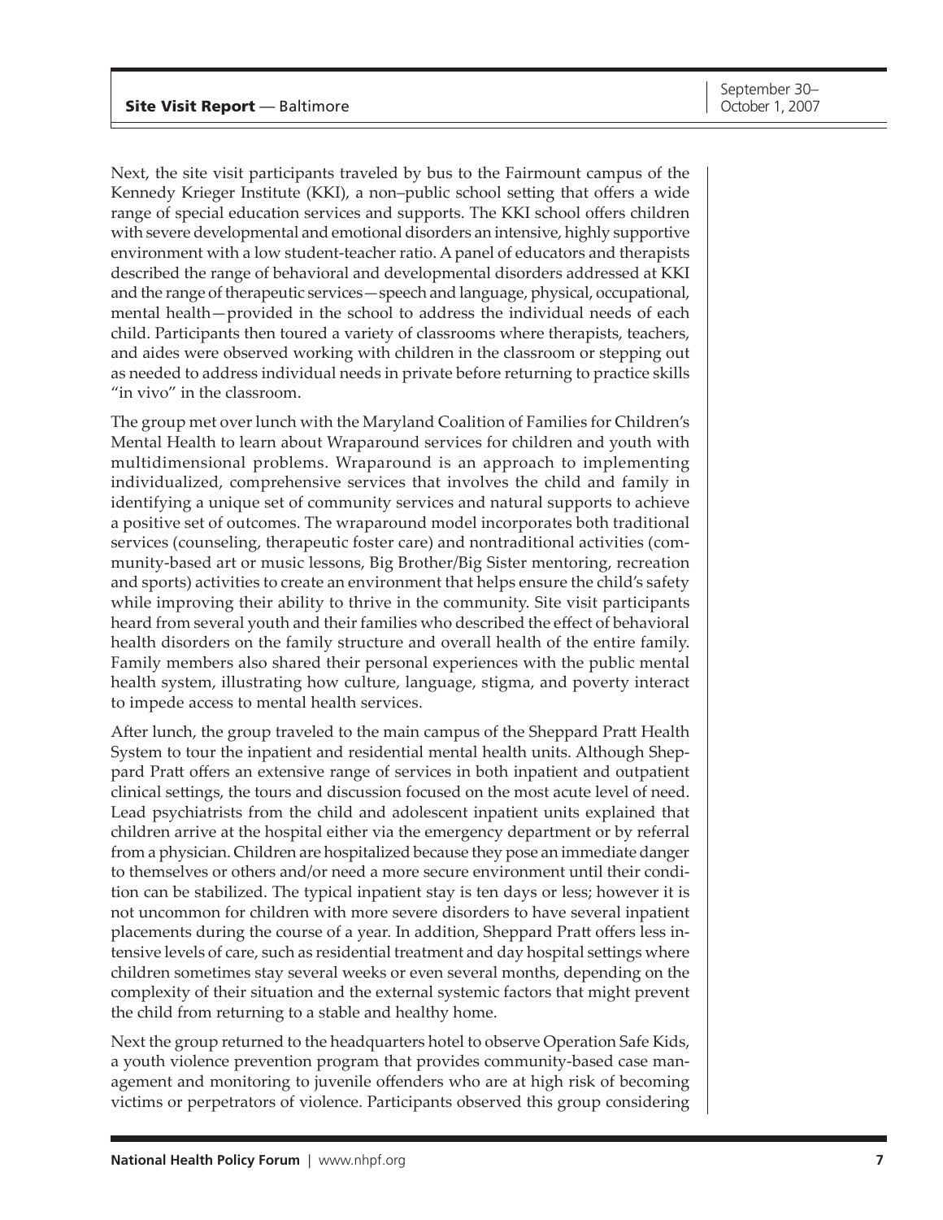Next, the site visit participants traveled by bus to the Fairmount campus of the Kennedy Krieger Institute (KKI), a non–public school setting that offers a wide range of special education services and supports. The KKI school offers children with severe developmental and emotional disorders an intensive, highly supportive environment with a low student-teacher ratio. A panel of educators and therapists described the range of behavioral and developmental disorders addressed at KKI and the range of therapeutic services—speech and language, physical, occupational, mental health—provided in the school to address the individual needs of each child. Participants then toured a variety of classrooms where therapists, teachers, and aides were observed working with children in the classroom or stepping out as needed to address individual needs in private before returning to practice skills "in vivo" in the classroom.

The group met over lunch with the Maryland Coalition of Families for Children's Mental Health to learn about Wraparound services for children and youth with multidimensional problems. Wraparound is an approach to implementing individualized, comprehensive services that involves the child and family in identifying a unique set of community services and natural supports to achieve a positive set of outcomes. The wraparound model incorporates both traditional services (counseling, therapeutic foster care) and nontraditional activities (community-based art or music lessons, Big Brother/Big Sister mentoring, recreation and sports) activities to create an environment that helps ensure the child's safety while improving their ability to thrive in the community. Site visit participants heard from several youth and their families who described the effect of behavioral health disorders on the family structure and overall health of the entire family. Family members also shared their personal experiences with the public mental health system, illustrating how culture, language, stigma, and poverty interact to impede access to mental health services.

After lunch, the group traveled to the main campus of the Sheppard Pratt Health System to tour the inpatient and residential mental health units. Although Sheppard Pratt offers an extensive range of services in both inpatient and outpatient clinical settings, the tours and discussion focused on the most acute level of need. Lead psychiatrists from the child and adolescent inpatient units explained that children arrive at the hospital either via the emergency department or by referral from a physician. Children are hospitalized because they pose an immediate danger to themselves or others and/or need a more secure environment until their condition can be stabilized. The typical inpatient stay is ten days or less; however it is not uncommon for children with more severe disorders to have several inpatient placements during the course of a year. In addition, Sheppard Pratt offers less intensive levels of care, such as residential treatment and day hospital settings where children sometimes stay several weeks or even several months, depending on the complexity of their situation and the external systemic factors that might prevent the child from returning to a stable and healthy home.

Next the group returned to the headquarters hotel to observe Operation Safe Kids, a youth violence prevention program that provides community-based case management and monitoring to juvenile offenders who are at high risk of becoming victims or perpetrators of violence. Participants observed this group considering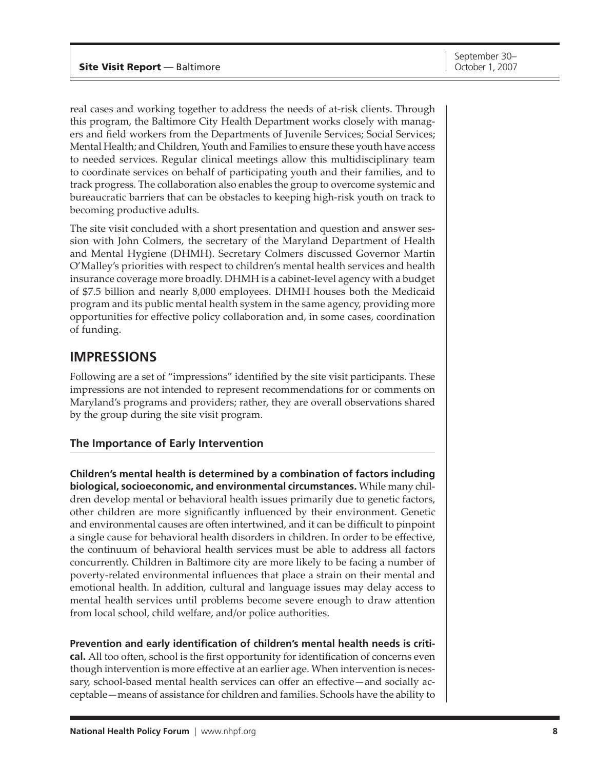real cases and working together to address the needs of at-risk clients. Through this program, the Baltimore City Health Department works closely with managers and field workers from the Departments of Juvenile Services; Social Services; Mental Health; and Children, Youth and Families to ensure these youth have access to needed services. Regular clinical meetings allow this multidisciplinary team to coordinate services on behalf of participating youth and their families, and to track progress. The collaboration also enables the group to overcome systemic and bureaucratic barriers that can be obstacles to keeping high-risk youth on track to becoming productive adults.

The site visit concluded with a short presentation and question and answer session with John Colmers, the secretary of the Maryland Department of Health and Mental Hygiene (DHMH). Secretary Colmers discussed Governor Martin O'Malley's priorities with respect to children's mental health services and health insurance coverage more broadly. DHMH is a cabinet-level agency with a budget of $7.5 billion and nearly 8,000 employees. DHMH houses both the Medicaid program and its public mental health system in the same agency, providing more opportunities for effective policy collaboration and, in some cases, coordination of funding.

## IMPRESSIONS

Following are a set of "impressions" identified by the site visit participants. These impressions are not intended to represent recommendations for or comments on Maryland's programs and providers; rather, they are overall observations shared by the group during the site visit program.

### The Importance of Early Intervention

**Children's mental health is determined by a combination of factors including biological, socioeconomic, and environmental circumstances.** While many children develop mental or behavioral health issues primarily due to genetic factors, other children are more significantly influenced by their environment. Genetic and environmental causes are often intertwined, and it can be difficult to pinpoint a single cause for behavioral health disorders in children. In order to be effective, the continuum of behavioral health services must be able to address all factors concurrently. Children in Baltimore city are more likely to be facing a number of poverty-related environmental influences that place a strain on their mental and emotional health. In addition, cultural and language issues may delay access to mental health services until problems become severe enough to draw attention from local school, child welfare, and/or police authorities.

**Prevention and early identification of children's mental health needs is critical.** All too often, school is the first opportunity for identification of concerns even though intervention is more effective at an earlier age. When intervention is necessary, school-based mental health services can offer an effective—and socially acceptable—means of assistance for children and families. Schools have the ability to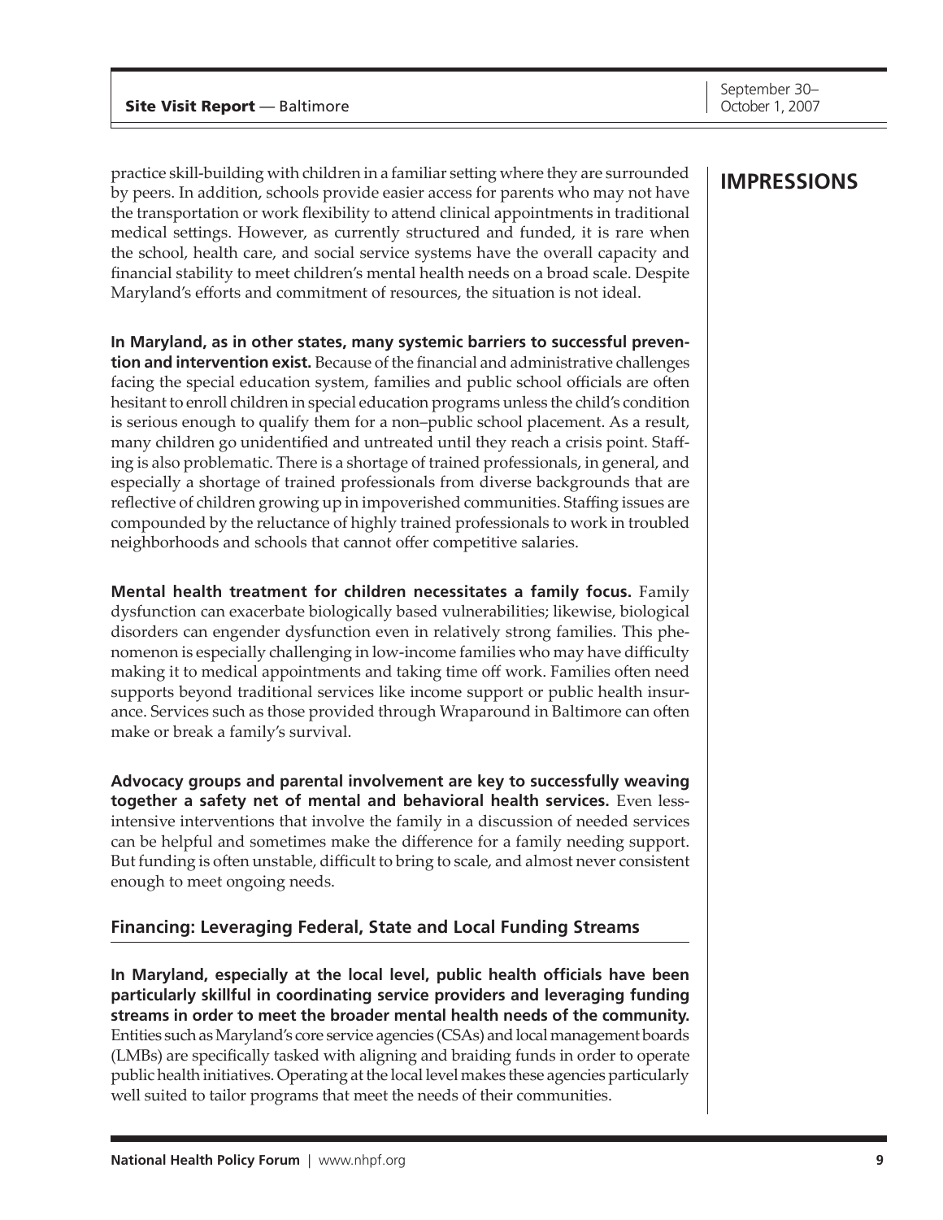## IMPRESSIONS

practice skill-building with children in a familiar setting where they are surrounded by peers. In addition, schools provide easier access for parents who may not have the transportation or work flexibility to attend clinical appointments in traditional medical settings. However, as currently structured and funded, it is rare when the school, health care, and social service systems have the overall capacity and financial stability to meet children's mental health needs on a broad scale. Despite Maryland's efforts and commitment of resources, the situation is not ideal.

**In Maryland, as in other states, many systemic barriers to successful prevention and intervention exist.** Because of the financial and administrative challenges facing the special education system, families and public school officials are often hesitant to enroll children in special education programs unless the child's condition is serious enough to qualify them for a non–public school placement. As a result, many children go unidentified and untreated until they reach a crisis point. Staffing is also problematic. There is a shortage of trained professionals, in general, and especially a shortage of trained professionals from diverse backgrounds that are reflective of children growing up in impoverished communities. Staffing issues are compounded by the reluctance of highly trained professionals to work in troubled neighborhoods and schools that cannot offer competitive salaries.

**Mental health treatment for children necessitates a family focus.** Family dysfunction can exacerbate biologically based vulnerabilities; likewise, biological disorders can engender dysfunction even in relatively strong families. This phenomenon is especially challenging in low-income families who may have difficulty making it to medical appointments and taking time off work. Families often need supports beyond traditional services like income support or public health insurance. Services such as those provided through Wraparound in Baltimore can often make or break a family's survival.

**Advocacy groups and parental involvement are key to successfully weaving together a safety net of mental and behavioral health services.** Even less-intensive interventions that involve the family in a discussion of needed services can be helpful and sometimes make the difference for a family needing support. But funding is often unstable, difficult to bring to scale, and almost never consistent enough to meet ongoing needs.

### Financing: Leveraging Federal, State and Local Funding Streams

**In Maryland, especially at the local level, public health officials have been particularly skillful in coordinating service providers and leveraging funding streams in order to meet the broader mental health needs of the community.** Entities such as Maryland's core service agencies (CSAs) and local management boards (LMBs) are specifically tasked with aligning and braiding funds in order to operate public health initiatives. Operating at the local level makes these agencies particularly well suited to tailor programs that meet the needs of their communities.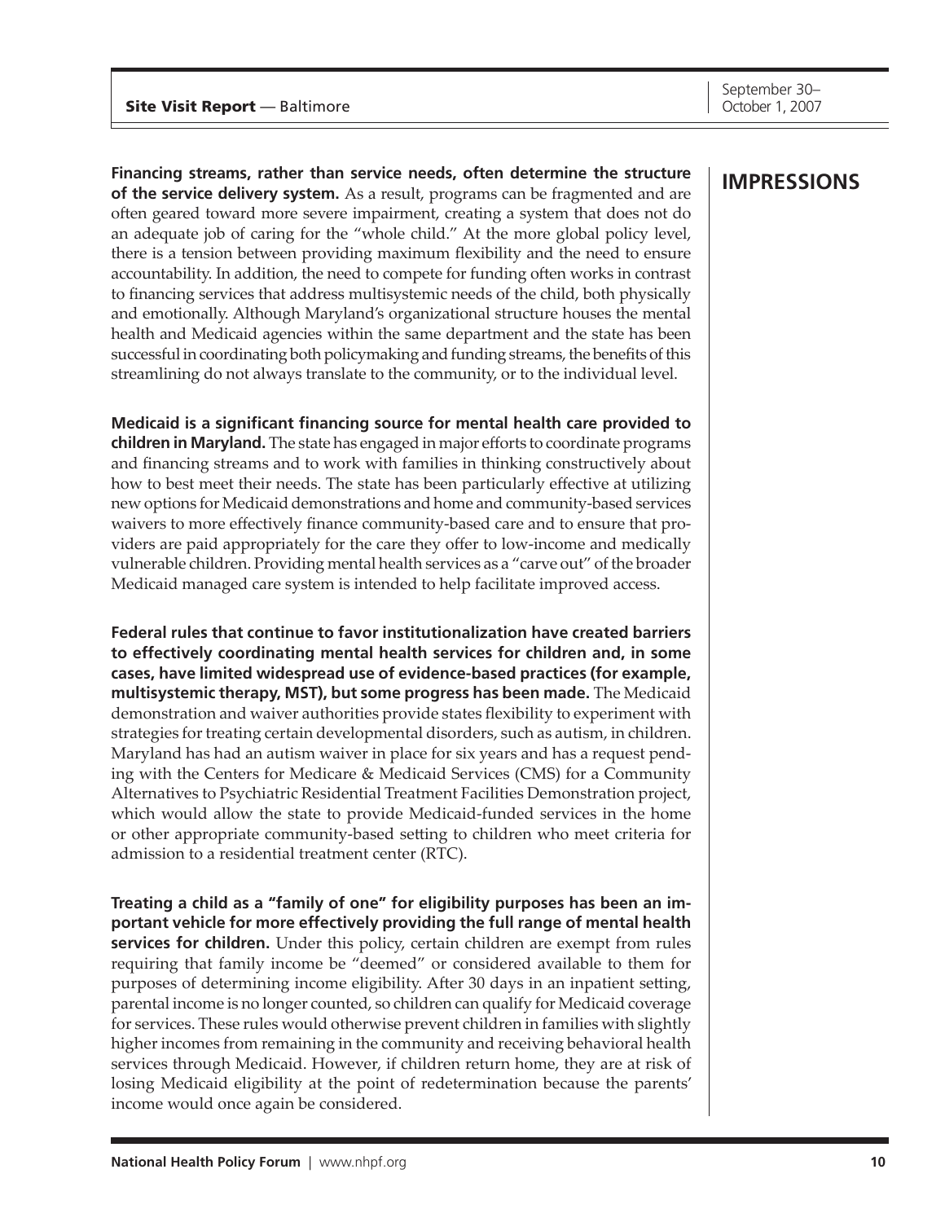## IMPRESSIONS

**Financing streams, rather than service needs, often determine the structure of the service delivery system.** As a result, programs can be fragmented and are often geared toward more severe impairment, creating a system that does not do an adequate job of caring for the "whole child." At the more global policy level, there is a tension between providing maximum flexibility and the need to ensure accountability. In addition, the need to compete for funding often works in contrast to financing services that address multisystemic needs of the child, both physically and emotionally. Although Maryland's organizational structure houses the mental health and Medicaid agencies within the same department and the state has been successful in coordinating both policymaking and funding streams, the benefits of this streamlining do not always translate to the community, or to the individual level.

**Medicaid is a significant financing source for mental health care provided to children in Maryland.** The state has engaged in major efforts to coordinate programs and financing streams and to work with families in thinking constructively about how to best meet their needs. The state has been particularly effective at utilizing new options for Medicaid demonstrations and home and community-based services waivers to more effectively finance community-based care and to ensure that providers are paid appropriately for the care they offer to low-income and medically vulnerable children. Providing mental health services as a "carve out" of the broader Medicaid managed care system is intended to help facilitate improved access.

**Federal rules that continue to favor institutionalization have created barriers to effectively coordinating mental health services for children and, in some cases, have limited widespread use of evidence-based practices (for example, multisystemic therapy, MST), but some progress has been made.** The Medicaid demonstration and waiver authorities provide states flexibility to experiment with strategies for treating certain developmental disorders, such as autism, in children. Maryland has had an autism waiver in place for six years and has a request pending with the Centers for Medicare & Medicaid Services (CMS) for a Community Alternatives to Psychiatric Residential Treatment Facilities Demonstration project, which would allow the state to provide Medicaid-funded services in the home or other appropriate community-based setting to children who meet criteria for admission to a residential treatment center (RTC).

**Treating a child as a "family of one" for eligibility purposes has been an important vehicle for more effectively providing the full range of mental health services for children.** Under this policy, certain children are exempt from rules requiring that family income be "deemed" or considered available to them for purposes of determining income eligibility. After 30 days in an inpatient setting, parental income is no longer counted, so children can qualify for Medicaid coverage for services. These rules would otherwise prevent children in families with slightly higher incomes from remaining in the community and receiving behavioral health services through Medicaid. However, if children return home, they are at risk of losing Medicaid eligibility at the point of redetermination because the parents' income would once again be considered.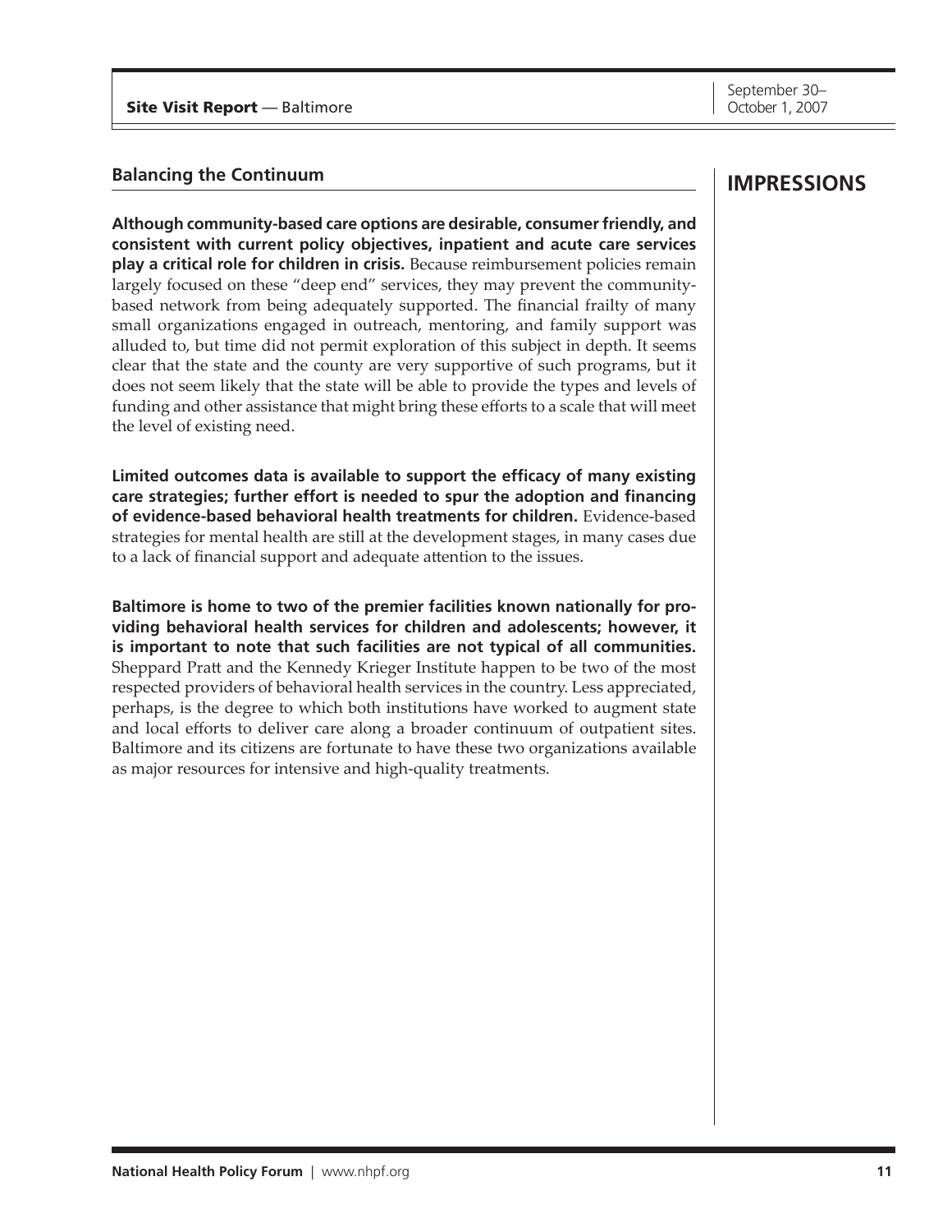## IMPRESSIONS

### Balancing the Continuum

**Although community-based care options are desirable, consumer friendly, and consistent with current policy objectives, inpatient and acute care services play a critical role for children in crisis.** Because reimbursement policies remain largely focused on these "deep end" services, they may prevent the community-based network from being adequately supported. The financial frailty of many small organizations engaged in outreach, mentoring, and family support was alluded to, but time did not permit exploration of this subject in depth. It seems clear that the state and the county are very supportive of such programs, but it does not seem likely that the state will be able to provide the types and levels of funding and other assistance that might bring these efforts to a scale that will meet the level of existing need.

**Limited outcomes data is available to support the efficacy of many existing care strategies; further effort is needed to spur the adoption and financing of evidence-based behavioral health treatments for children.** Evidence-based strategies for mental health are still at the development stages, in many cases due to a lack of financial support and adequate attention to the issues.

**Baltimore is home to two of the premier facilities known nationally for providing behavioral health services for children and adolescents; however, it is important to note that such facilities are not typical of all communities.** Sheppard Pratt and the Kennedy Krieger Institute happen to be two of the most respected providers of behavioral health services in the country. Less appreciated, perhaps, is the degree to which both institutions have worked to augment state and local efforts to deliver care along a broader continuum of outpatient sites. Baltimore and its citizens are fortunate to have these two organizations available as major resources for intensive and high-quality treatments.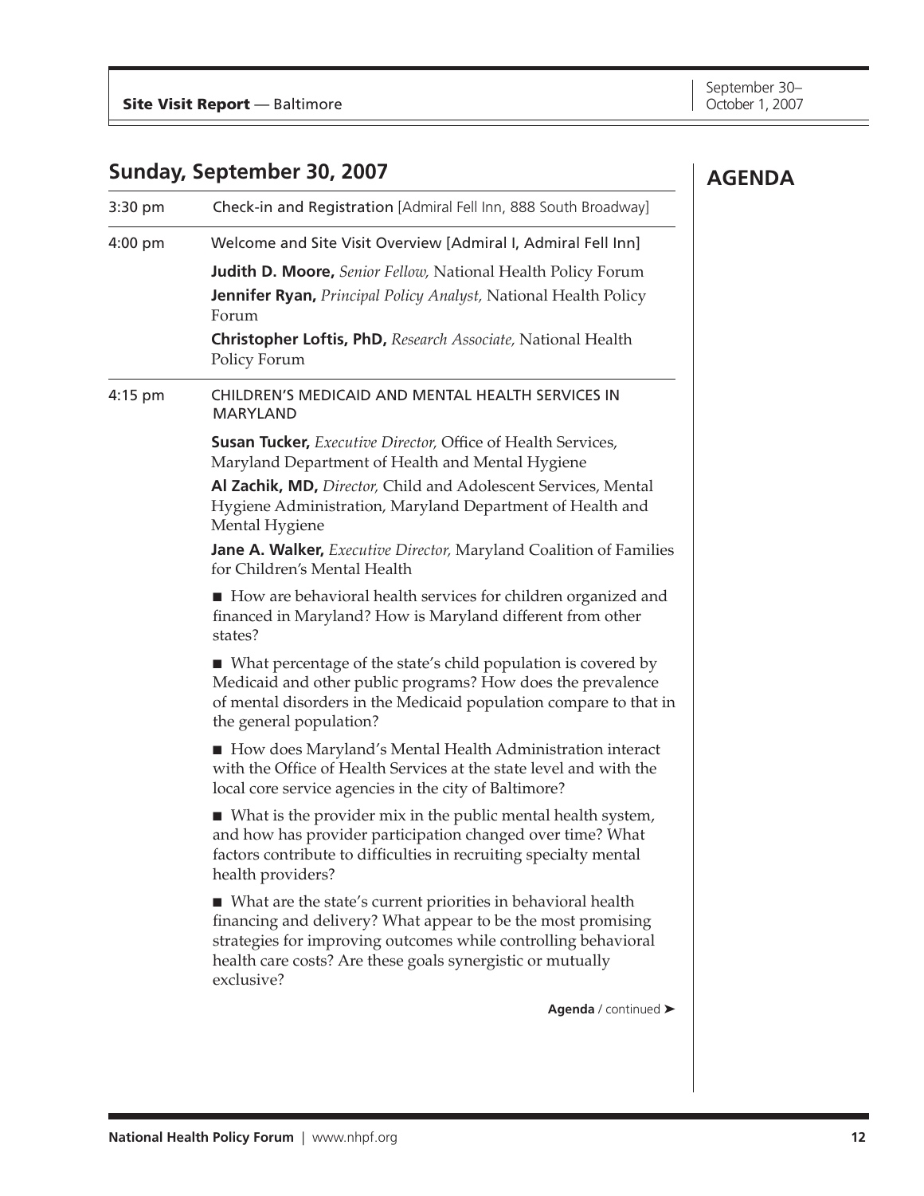## AGENDA

## Sunday, September 30, 2007

**3:30 pm** — Check-in and Registration [Admiral Fell Inn, 888 South Broadway]

**4:00 pm** — Welcome and Site Visit Overview [Admiral I, Admiral Fell Inn]

**Judith D. Moore,** *Senior Fellow,* National Health Policy Forum

**Jennifer Ryan,** *Principal Policy Analyst,* National Health Policy Forum

**Christopher Loftis, PhD,** *Research Associate,* National Health Policy Forum

**4:15 pm** — CHILDREN'S MEDICAID AND MENTAL HEALTH SERVICES IN MARYLAND

**Susan Tucker,** *Executive Director,* Office of Health Services, Maryland Department of Health and Mental Hygiene

**Al Zachik, MD,** *Director,* Child and Adolescent Services, Mental Hygiene Administration, Maryland Department of Health and Mental Hygiene

**Jane A. Walker,** *Executive Director,* Maryland Coalition of Families for Children's Mental Health

- How are behavioral health services for children organized and financed in Maryland? How is Maryland different from other states?
- What percentage of the state's child population is covered by Medicaid and other public programs? How does the prevalence of mental disorders in the Medicaid population compare to that in the general population?
- How does Maryland's Mental Health Administration interact with the Office of Health Services at the state level and with the local core service agencies in the city of Baltimore?
- What is the provider mix in the public mental health system, and how has provider participation changed over time? What factors contribute to difficulties in recruiting specialty mental health providers?
- What are the state's current priorities in behavioral health financing and delivery? What appear to be the most promising strategies for improving outcomes while controlling behavioral health care costs? Are these goals synergistic or mutually exclusive?

**Agenda** / continued ➤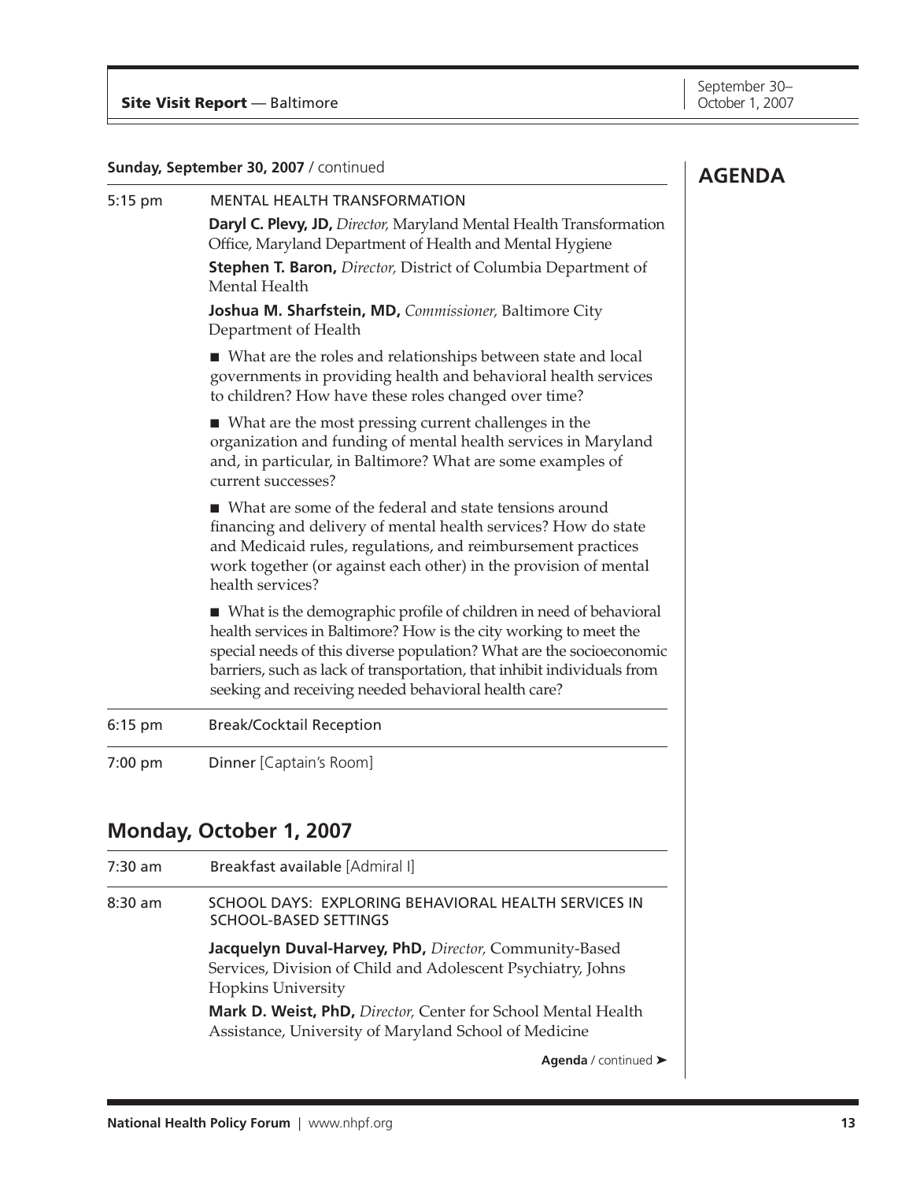**AGENDA**

**Sunday, September 30, 2007** / continued

5:15 pm — MENTAL HEALTH TRANSFORMATION

**Daryl C. Plevy, JD,** *Director,* Maryland Mental Health Transformation Office, Maryland Department of Health and Mental Hygiene

**Stephen T. Baron,** *Director,* District of Columbia Department of Mental Health

**Joshua M. Sharfstein, MD,** *Commissioner,* Baltimore City Department of Health

- What are the roles and relationships between state and local governments in providing health and behavioral health services to children? How have these roles changed over time?
- What are the most pressing current challenges in the organization and funding of mental health services in Maryland and, in particular, in Baltimore? What are some examples of current successes?
- What are some of the federal and state tensions around financing and delivery of mental health services? How do state and Medicaid rules, regulations, and reimbursement practices work together (or against each other) in the provision of mental health services?
- What is the demographic profile of children in need of behavioral health services in Baltimore? How is the city working to meet the special needs of this diverse population? What are the socioeconomic barriers, such as lack of transportation, that inhibit individuals from seeking and receiving needed behavioral health care?

6:15 pm — Break/Cocktail Reception

7:00 pm — Dinner [Captain's Room]

## Monday, October 1, 2007

7:30 am — Breakfast available [Admiral I]

8:30 am — SCHOOL DAYS: EXPLORING BEHAVIORAL HEALTH SERVICES IN SCHOOL-BASED SETTINGS

**Jacquelyn Duval-Harvey, PhD,** *Director,* Community-Based Services, Division of Child and Adolescent Psychiatry, Johns Hopkins University

**Mark D. Weist, PhD,** *Director,* Center for School Mental Health Assistance, University of Maryland School of Medicine

**Agenda** / continued ➤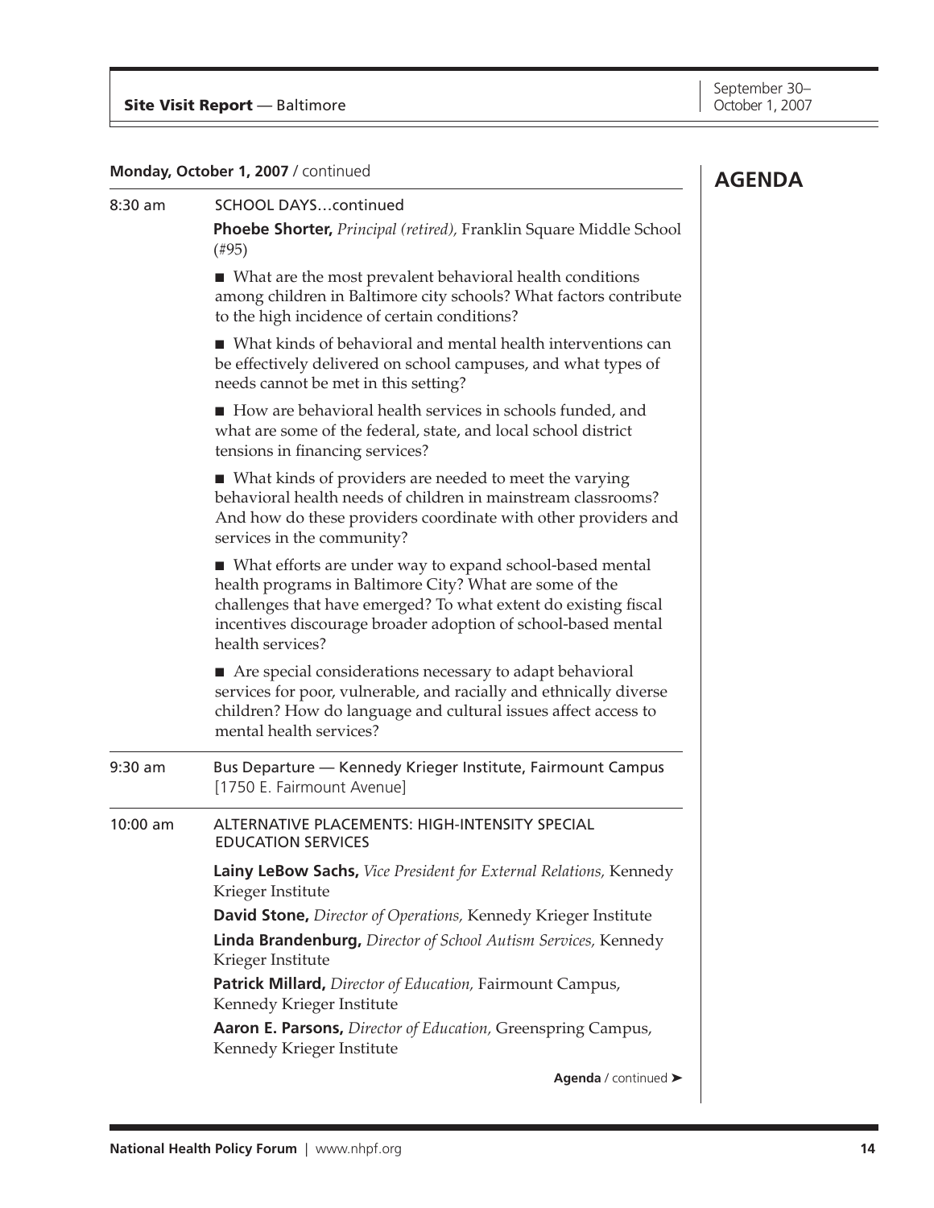## AGENDA

**Monday, October 1, 2007** / continued

**8:30 am** SCHOOL DAYS…continued

**Phoebe Shorter,** *Principal (retired),* Franklin Square Middle School (#95)

- What are the most prevalent behavioral health conditions among children in Baltimore city schools? What factors contribute to the high incidence of certain conditions?
- What kinds of behavioral and mental health interventions can be effectively delivered on school campuses, and what types of needs cannot be met in this setting?
- How are behavioral health services in schools funded, and what are some of the federal, state, and local school district tensions in financing services?
- What kinds of providers are needed to meet the varying behavioral health needs of children in mainstream classrooms? And how do these providers coordinate with other providers and services in the community?
- What efforts are under way to expand school-based mental health programs in Baltimore City? What are some of the challenges that have emerged? To what extent do existing fiscal incentives discourage broader adoption of school-based mental health services?
- Are special considerations necessary to adapt behavioral services for poor, vulnerable, and racially and ethnically diverse children? How do language and cultural issues affect access to mental health services?

**9:30 am** Bus Departure — Kennedy Krieger Institute, Fairmount Campus [1750 E. Fairmount Avenue]

**10:00 am** ALTERNATIVE PLACEMENTS: HIGH-INTENSITY SPECIAL EDUCATION SERVICES

**Lainy LeBow Sachs,** *Vice President for External Relations,* Kennedy Krieger Institute

**David Stone,** *Director of Operations,* Kennedy Krieger Institute

**Linda Brandenburg,** *Director of School Autism Services,* Kennedy Krieger Institute

**Patrick Millard,** *Director of Education,* Fairmount Campus, Kennedy Krieger Institute

**Aaron E. Parsons,** *Director of Education,* Greenspring Campus, Kennedy Krieger Institute

**Agenda** / continued ➤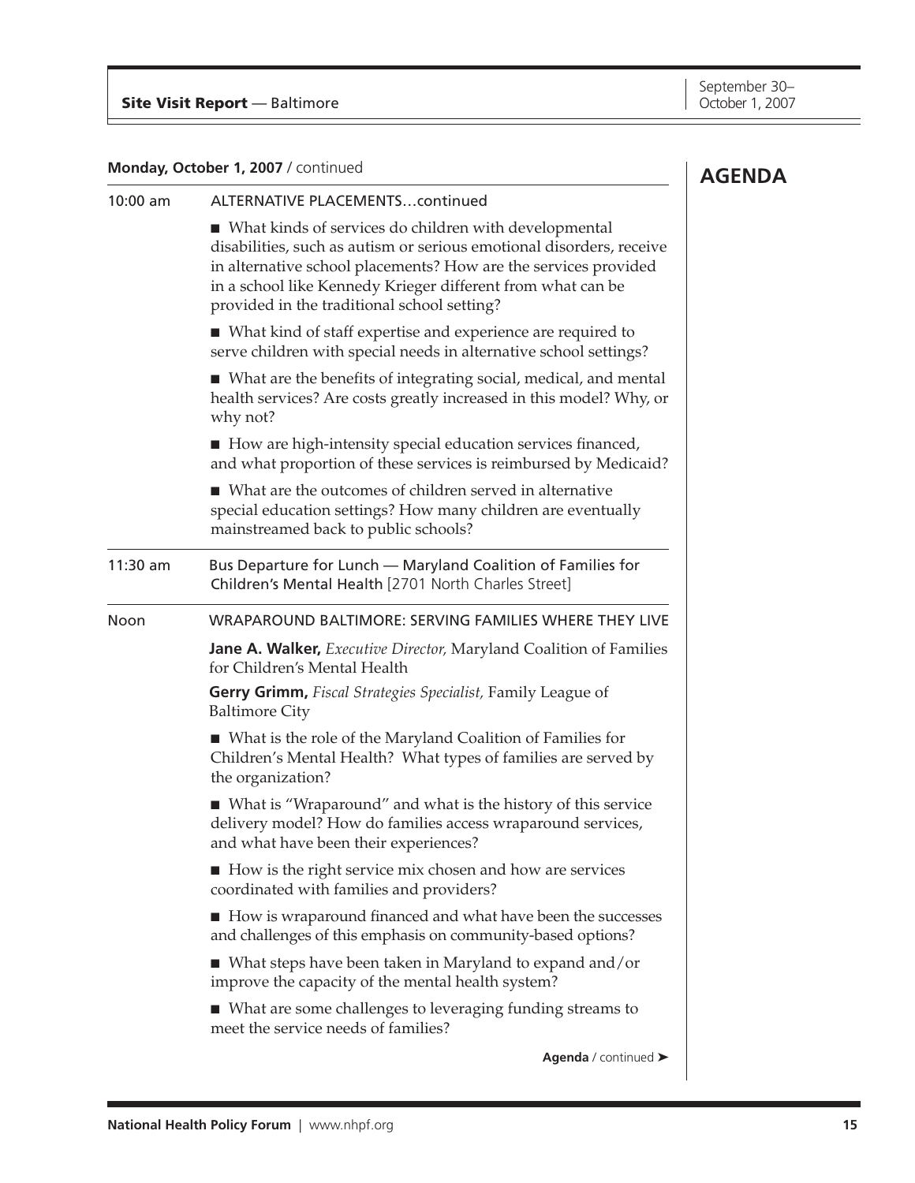## AGENDA

**Monday, October 1, 2007** / continued

10:00 am — ALTERNATIVE PLACEMENTS…continued

- What kinds of services do children with developmental disabilities, such as autism or serious emotional disorders, receive in alternative school placements? How are the services provided in a school like Kennedy Krieger different from what can be provided in the traditional school setting?
- What kind of staff expertise and experience are required to serve children with special needs in alternative school settings?
- What are the benefits of integrating social, medical, and mental health services? Are costs greatly increased in this model? Why, or why not?
- How are high-intensity special education services financed, and what proportion of these services is reimbursed by Medicaid?
- What are the outcomes of children served in alternative special education settings? How many children are eventually mainstreamed back to public schools?

11:30 am — Bus Departure for Lunch — Maryland Coalition of Families for Children's Mental Health [2701 North Charles Street]

Noon — WRAPAROUND BALTIMORE: SERVING FAMILIES WHERE THEY LIVE

**Jane A. Walker,** *Executive Director,* Maryland Coalition of Families for Children's Mental Health

**Gerry Grimm,** *Fiscal Strategies Specialist,* Family League of Baltimore City

- What is the role of the Maryland Coalition of Families for Children's Mental Health? What types of families are served by the organization?
- What is "Wraparound" and what is the history of this service delivery model? How do families access wraparound services, and what have been their experiences?
- How is the right service mix chosen and how are services coordinated with families and providers?
- How is wraparound financed and what have been the successes and challenges of this emphasis on community-based options?
- What steps have been taken in Maryland to expand and/or improve the capacity of the mental health system?
- What are some challenges to leveraging funding streams to meet the service needs of families?

**Agenda** / continued ➤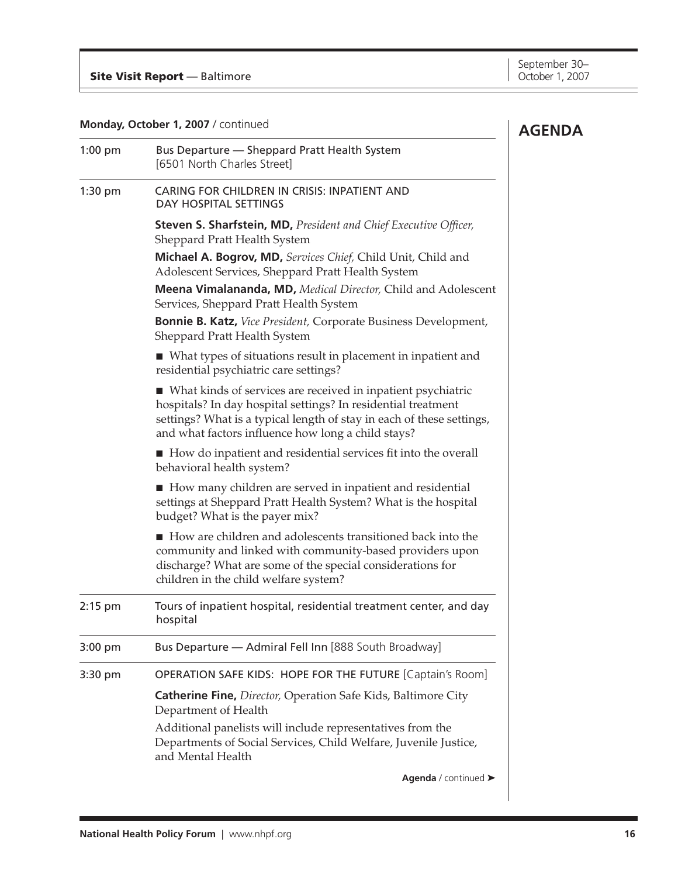## AGENDA

**Monday, October 1, 2007** / continued

1:00 pm — Bus Departure — Sheppard Pratt Health System [6501 North Charles Street]

1:30 pm — CARING FOR CHILDREN IN CRISIS: INPATIENT AND DAY HOSPITAL SETTINGS

**Steven S. Sharfstein, MD,** *President and Chief Executive Officer,* Sheppard Pratt Health System

**Michael A. Bogrov, MD,** *Services Chief,* Child Unit, Child and Adolescent Services, Sheppard Pratt Health System

**Meena Vimalananda, MD,** *Medical Director,* Child and Adolescent Services, Sheppard Pratt Health System

**Bonnie B. Katz,** *Vice President,* Corporate Business Development, Sheppard Pratt Health System

- What types of situations result in placement in inpatient and residential psychiatric care settings?
- What kinds of services are received in inpatient psychiatric hospitals? In day hospital settings? In residential treatment settings? What is a typical length of stay in each of these settings, and what factors influence how long a child stays?
- How do inpatient and residential services fit into the overall behavioral health system?
- How many children are served in inpatient and residential settings at Sheppard Pratt Health System? What is the hospital budget? What is the payer mix?
- How are children and adolescents transitioned back into the community and linked with community-based providers upon discharge? What are some of the special considerations for children in the child welfare system?

2:15 pm — Tours of inpatient hospital, residential treatment center, and day hospital

3:00 pm — Bus Departure — Admiral Fell Inn [888 South Broadway]

3:30 pm — OPERATION SAFE KIDS: HOPE FOR THE FUTURE [Captain's Room]

**Catherine Fine,** *Director,* Operation Safe Kids, Baltimore City Department of Health

Additional panelists will include representatives from the Departments of Social Services, Child Welfare, Juvenile Justice, and Mental Health

**Agenda** / continued ➤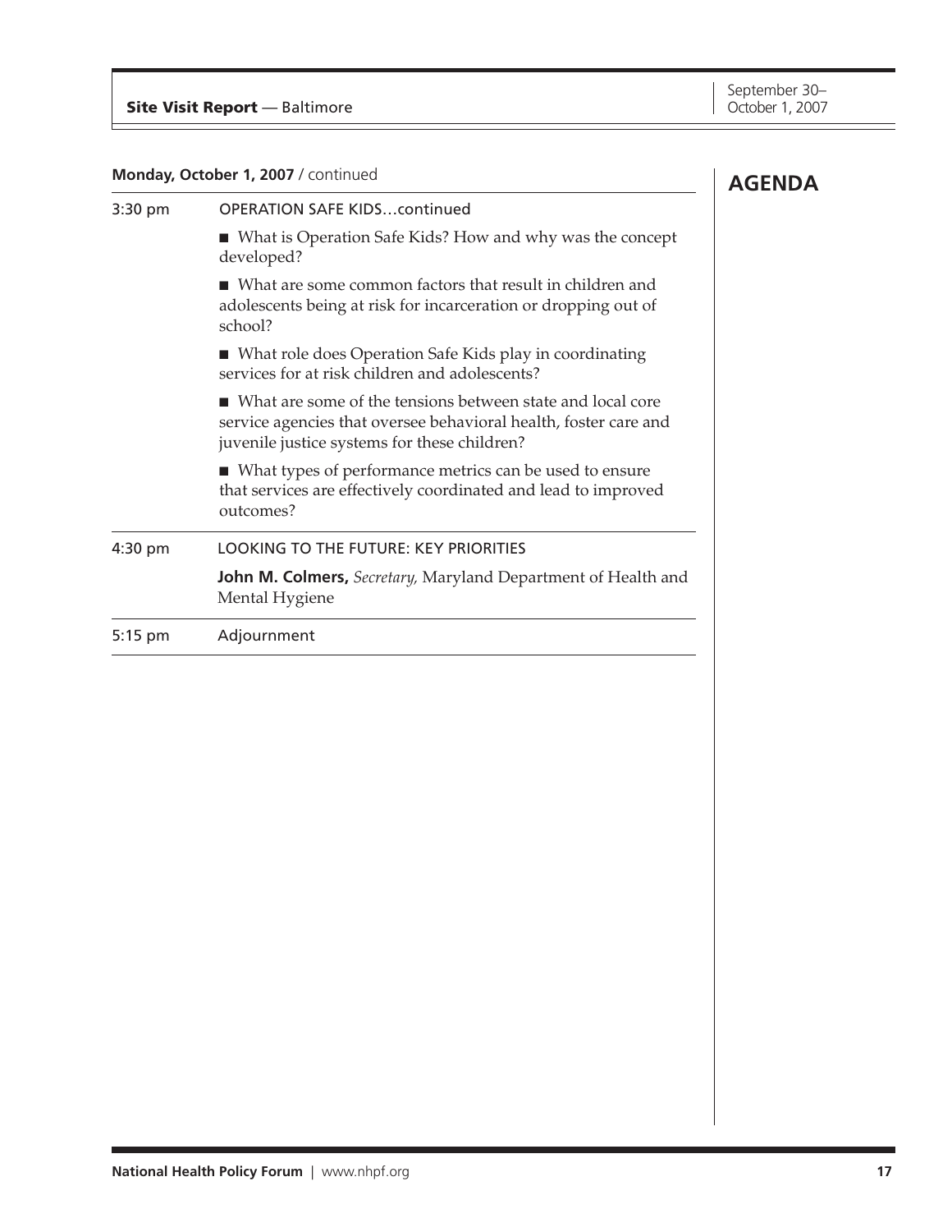## AGENDA

**Monday, October 1, 2007** / continued

| | |
|---|---|
| 3:30 pm | OPERATION SAFE KIDS…continued |

- What is Operation Safe Kids? How and why was the concept developed?
- What are some common factors that result in children and adolescents being at risk for incarceration or dropping out of school?
- What role does Operation Safe Kids play in coordinating services for at risk children and adolescents?
- What are some of the tensions between state and local core service agencies that oversee behavioral health, foster care and juvenile justice systems for these children?
- What types of performance metrics can be used to ensure that services are effectively coordinated and lead to improved outcomes?

| | |
|---|---|
| 4:30 pm | LOOKING TO THE FUTURE: KEY PRIORITIES |

**John M. Colmers,** *Secretary,* Maryland Department of Health and Mental Hygiene

| | |
|---|---|
| 5:15 pm | Adjournment |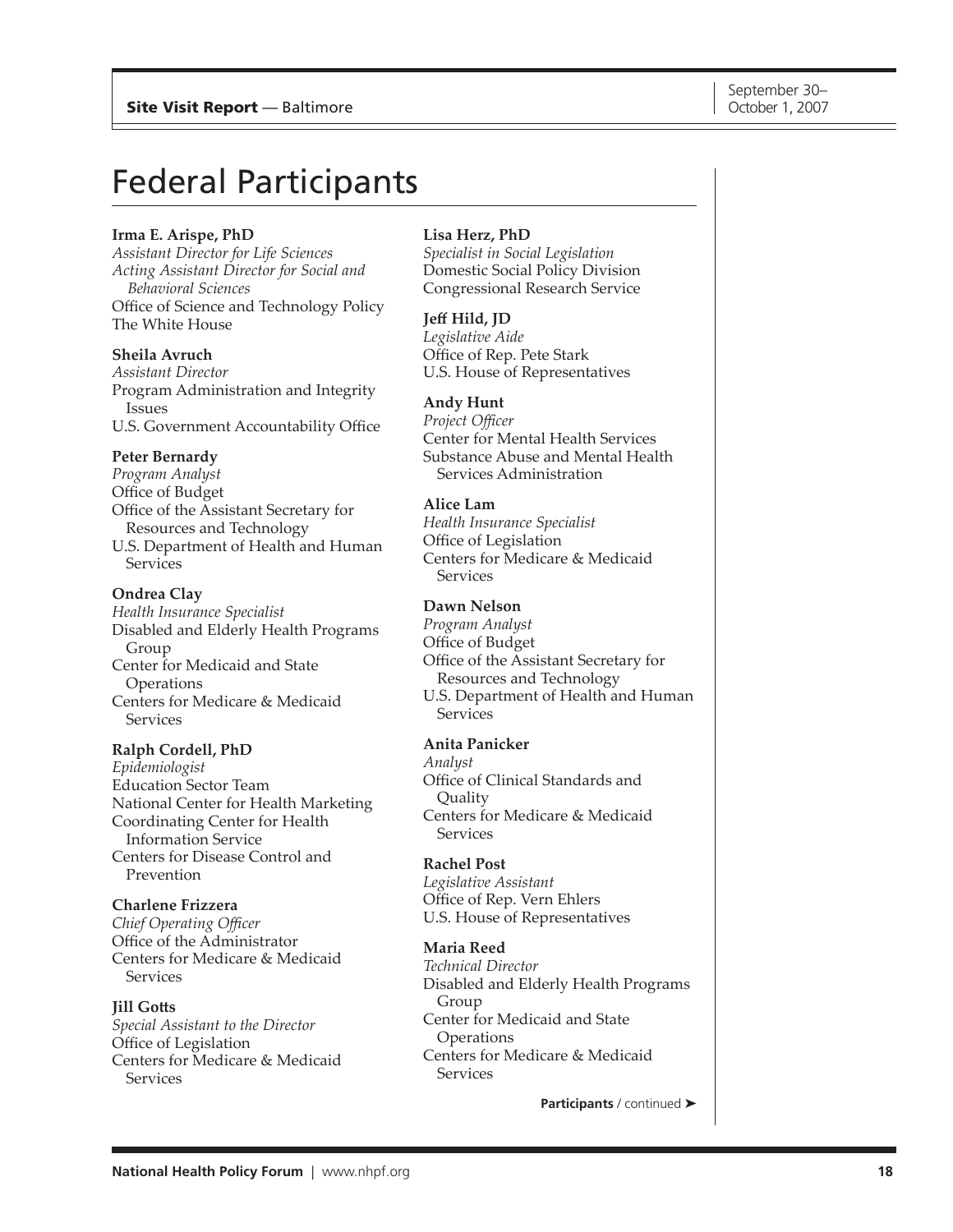# Federal Participants

**Irma E. Arispe, PhD**
*Assistant Director for Life Sciences*
*Acting Assistant Director for Social and Behavioral Sciences*
Office of Science and Technology Policy
The White House

**Sheila Avruch**
*Assistant Director*
Program Administration and Integrity Issues
U.S. Government Accountability Office

**Peter Bernardy**
*Program Analyst*
Office of Budget
Office of the Assistant Secretary for Resources and Technology
U.S. Department of Health and Human Services

**Ondrea Clay**
*Health Insurance Specialist*
Disabled and Elderly Health Programs Group
Center for Medicaid and State Operations
Centers for Medicare & Medicaid Services

**Ralph Cordell, PhD**
*Epidemiologist*
Education Sector Team
National Center for Health Marketing
Coordinating Center for Health Information Service
Centers for Disease Control and Prevention

**Charlene Frizzera**
*Chief Operating Officer*
Office of the Administrator
Centers for Medicare & Medicaid Services

**Jill Gotts**
*Special Assistant to the Director*
Office of Legislation
Centers for Medicare & Medicaid Services

**Lisa Herz, PhD**
*Specialist in Social Legislation*
Domestic Social Policy Division
Congressional Research Service

**Jeff Hild, JD**
*Legislative Aide*
Office of Rep. Pete Stark
U.S. House of Representatives

**Andy Hunt**
*Project Officer*
Center for Mental Health Services
Substance Abuse and Mental Health Services Administration

**Alice Lam**
*Health Insurance Specialist*
Office of Legislation
Centers for Medicare & Medicaid Services

**Dawn Nelson**
*Program Analyst*
Office of Budget
Office of the Assistant Secretary for Resources and Technology
U.S. Department of Health and Human Services

**Anita Panicker**
*Analyst*
Office of Clinical Standards and Quality
Centers for Medicare & Medicaid Services

**Rachel Post**
*Legislative Assistant*
Office of Rep. Vern Ehlers
U.S. House of Representatives

**Maria Reed**
*Technical Director*
Disabled and Elderly Health Programs Group
Center for Medicaid and State Operations
Centers for Medicare & Medicaid Services

**Participants** / continued ➤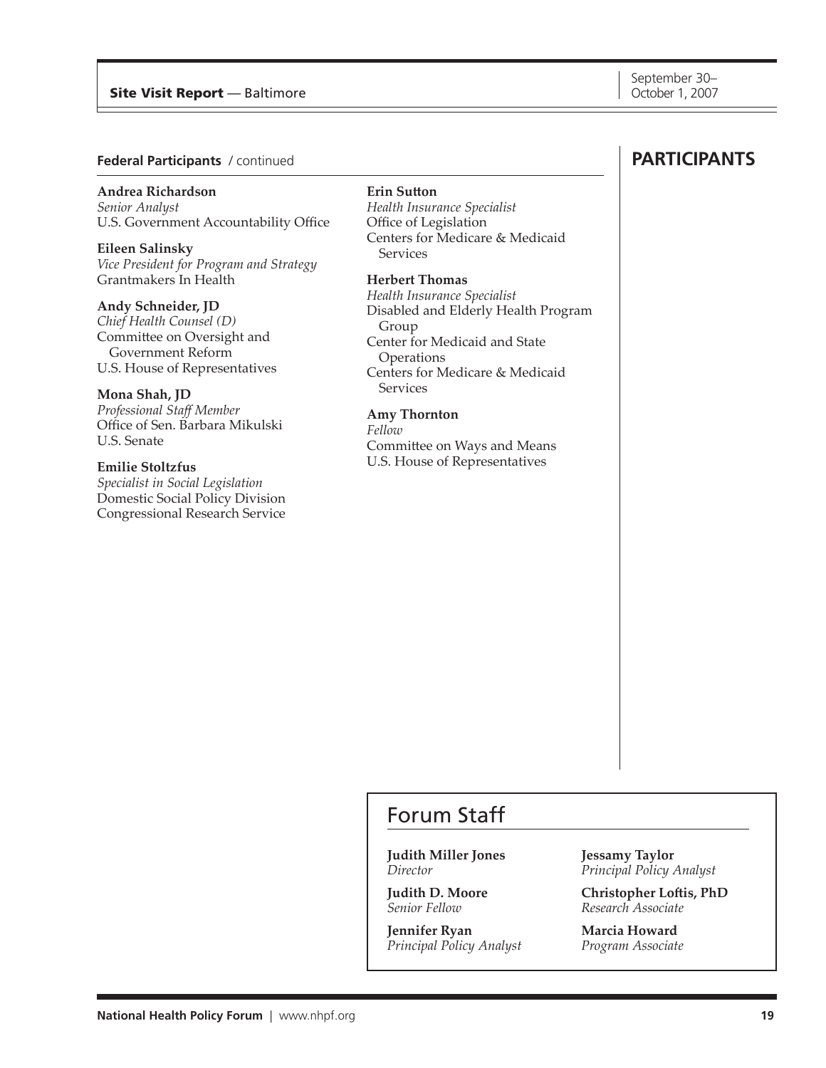## PARTICIPANTS

### Federal Participants / continued

**Andrea Richardson**
*Senior Analyst*
U.S. Government Accountability Office

**Eileen Salinsky**
*Vice President for Program and Strategy*
Grantmakers In Health

**Andy Schneider, JD**
*Chief Health Counsel (D)*
Committee on Oversight and Government Reform
U.S. House of Representatives

**Mona Shah, JD**
*Professional Staff Member*
Office of Sen. Barbara Mikulski
U.S. Senate

**Emilie Stoltzfus**
*Specialist in Social Legislation*
Domestic Social Policy Division
Congressional Research Service

**Erin Sutton**
*Health Insurance Specialist*
Office of Legislation
Centers for Medicare & Medicaid Services

**Herbert Thomas**
*Health Insurance Specialist*
Disabled and Elderly Health Program Group
Center for Medicaid and State Operations
Centers for Medicare & Medicaid Services

**Amy Thornton**
*Fellow*
Committee on Ways and Means
U.S. House of Representatives

## Forum Staff

**Judith Miller Jones**
*Director*

**Judith D. Moore**
*Senior Fellow*

**Jennifer Ryan**
*Principal Policy Analyst*

**Jessamy Taylor**
*Principal Policy Analyst*

**Christopher Loftis, PhD**
*Research Associate*

**Marcia Howard**
*Program Associate*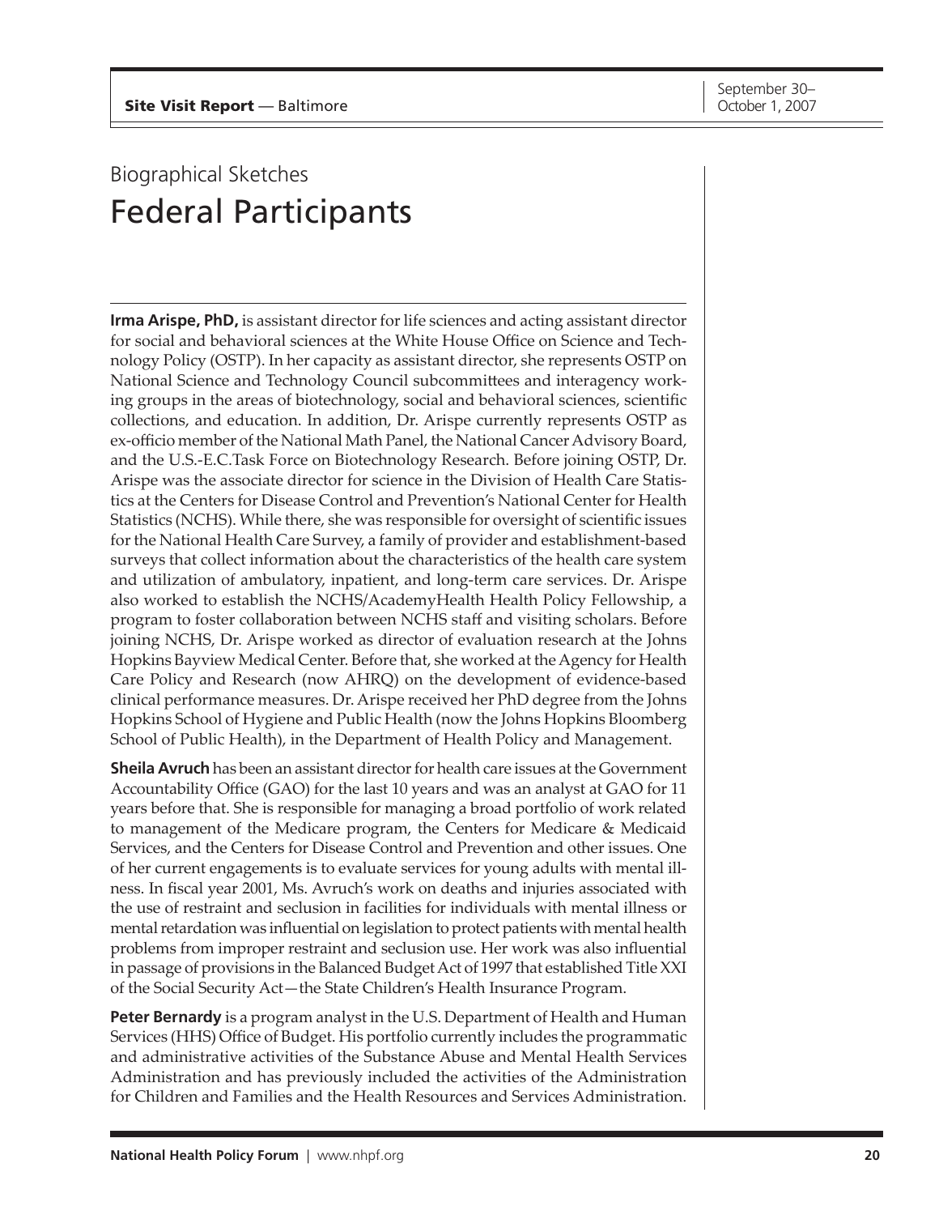Biographical Sketches

# Federal Participants

**Irma Arispe, PhD,** is assistant director for life sciences and acting assistant director for social and behavioral sciences at the White House Office on Science and Technology Policy (OSTP). In her capacity as assistant director, she represents OSTP on National Science and Technology Council subcommittees and interagency working groups in the areas of biotechnology, social and behavioral sciences, scientific collections, and education. In addition, Dr. Arispe currently represents OSTP as ex-officio member of the National Math Panel, the National Cancer Advisory Board, and the U.S.-E.C.Task Force on Biotechnology Research. Before joining OSTP, Dr. Arispe was the associate director for science in the Division of Health Care Statistics at the Centers for Disease Control and Prevention's National Center for Health Statistics (NCHS). While there, she was responsible for oversight of scientific issues for the National Health Care Survey, a family of provider and establishment-based surveys that collect information about the characteristics of the health care system and utilization of ambulatory, inpatient, and long-term care services. Dr. Arispe also worked to establish the NCHS/AcademyHealth Health Policy Fellowship, a program to foster collaboration between NCHS staff and visiting scholars. Before joining NCHS, Dr. Arispe worked as director of evaluation research at the Johns Hopkins Bayview Medical Center. Before that, she worked at the Agency for Health Care Policy and Research (now AHRQ) on the development of evidence-based clinical performance measures. Dr. Arispe received her PhD degree from the Johns Hopkins School of Hygiene and Public Health (now the Johns Hopkins Bloomberg School of Public Health), in the Department of Health Policy and Management.

**Sheila Avruch** has been an assistant director for health care issues at the Government Accountability Office (GAO) for the last 10 years and was an analyst at GAO for 11 years before that. She is responsible for managing a broad portfolio of work related to management of the Medicare program, the Centers for Medicare & Medicaid Services, and the Centers for Disease Control and Prevention and other issues. One of her current engagements is to evaluate services for young adults with mental illness. In fiscal year 2001, Ms. Avruch's work on deaths and injuries associated with the use of restraint and seclusion in facilities for individuals with mental illness or mental retardation was influential on legislation to protect patients with mental health problems from improper restraint and seclusion use. Her work was also influential in passage of provisions in the Balanced Budget Act of 1997 that established Title XXI of the Social Security Act—the State Children's Health Insurance Program.

**Peter Bernardy** is a program analyst in the U.S. Department of Health and Human Services (HHS) Office of Budget. His portfolio currently includes the programmatic and administrative activities of the Substance Abuse and Mental Health Services Administration and has previously included the activities of the Administration for Children and Families and the Health Resources and Services Administration.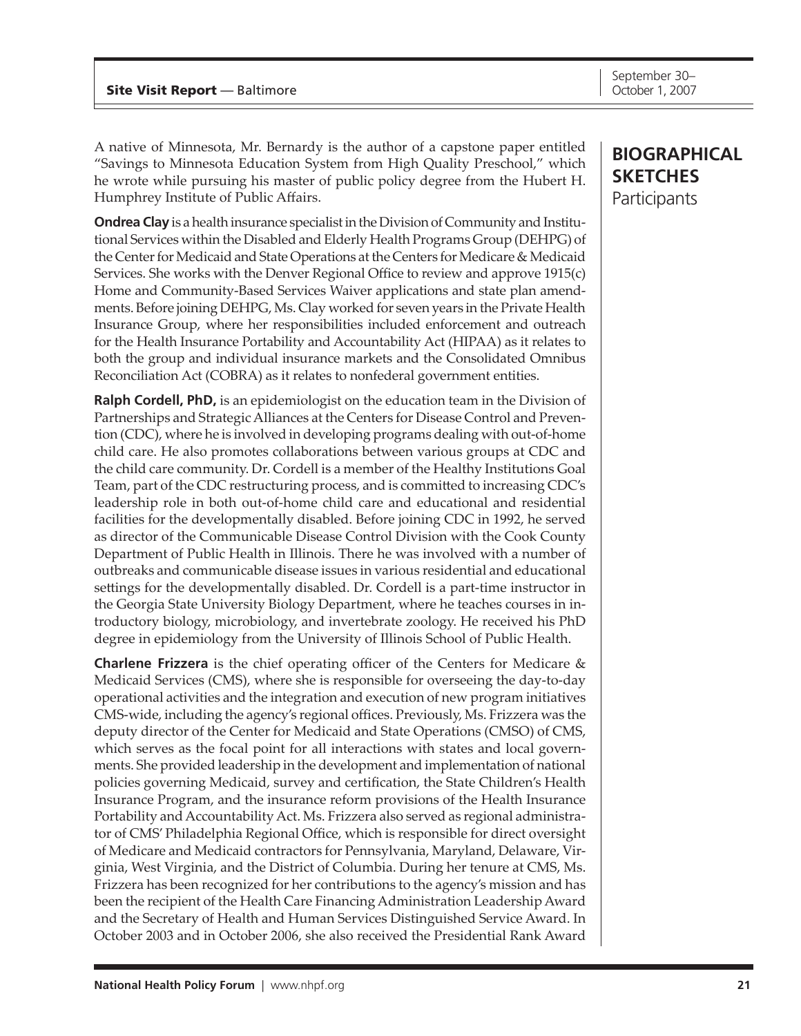## BIOGRAPHICAL SKETCHES

Participants

A native of Minnesota, Mr. Bernardy is the author of a capstone paper entitled "Savings to Minnesota Education System from High Quality Preschool," which he wrote while pursuing his master of public policy degree from the Hubert H. Humphrey Institute of Public Affairs.

**Ondrea Clay** is a health insurance specialist in the Division of Community and Institutional Services within the Disabled and Elderly Health Programs Group (DEHPG) of the Center for Medicaid and State Operations at the Centers for Medicare & Medicaid Services. She works with the Denver Regional Office to review and approve 1915(c) Home and Community-Based Services Waiver applications and state plan amendments. Before joining DEHPG, Ms. Clay worked for seven years in the Private Health Insurance Group, where her responsibilities included enforcement and outreach for the Health Insurance Portability and Accountability Act (HIPAA) as it relates to both the group and individual insurance markets and the Consolidated Omnibus Reconciliation Act (COBRA) as it relates to nonfederal government entities.

**Ralph Cordell, PhD,** is an epidemiologist on the education team in the Division of Partnerships and Strategic Alliances at the Centers for Disease Control and Prevention (CDC), where he is involved in developing programs dealing with out-of-home child care. He also promotes collaborations between various groups at CDC and the child care community. Dr. Cordell is a member of the Healthy Institutions Goal Team, part of the CDC restructuring process, and is committed to increasing CDC's leadership role in both out-of-home child care and educational and residential facilities for the developmentally disabled. Before joining CDC in 1992, he served as director of the Communicable Disease Control Division with the Cook County Department of Public Health in Illinois. There he was involved with a number of outbreaks and communicable disease issues in various residential and educational settings for the developmentally disabled. Dr. Cordell is a part-time instructor in the Georgia State University Biology Department, where he teaches courses in introductory biology, microbiology, and invertebrate zoology. He received his PhD degree in epidemiology from the University of Illinois School of Public Health.

**Charlene Frizzera** is the chief operating officer of the Centers for Medicare & Medicaid Services (CMS), where she is responsible for overseeing the day-to-day operational activities and the integration and execution of new program initiatives CMS-wide, including the agency's regional offices. Previously, Ms. Frizzera was the deputy director of the Center for Medicaid and State Operations (CMSO) of CMS, which serves as the focal point for all interactions with states and local governments. She provided leadership in the development and implementation of national policies governing Medicaid, survey and certification, the State Children's Health Insurance Program, and the insurance reform provisions of the Health Insurance Portability and Accountability Act. Ms. Frizzera also served as regional administrator of CMS' Philadelphia Regional Office, which is responsible for direct oversight of Medicare and Medicaid contractors for Pennsylvania, Maryland, Delaware, Virginia, West Virginia, and the District of Columbia. During her tenure at CMS, Ms. Frizzera has been recognized for her contributions to the agency's mission and has been the recipient of the Health Care Financing Administration Leadership Award and the Secretary of Health and Human Services Distinguished Service Award. In October 2003 and in October 2006, she also received the Presidential Rank Award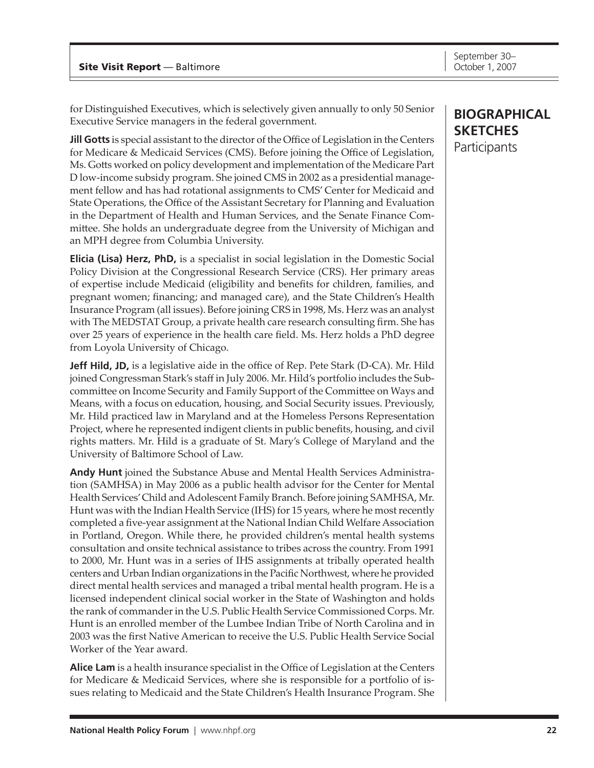## BIOGRAPHICAL SKETCHES
Participants

for Distinguished Executives, which is selectively given annually to only 50 Senior Executive Service managers in the federal government.

**Jill Gotts** is special assistant to the director of the Office of Legislation in the Centers for Medicare & Medicaid Services (CMS). Before joining the Office of Legislation, Ms. Gotts worked on policy development and implementation of the Medicare Part D low-income subsidy program. She joined CMS in 2002 as a presidential management fellow and has had rotational assignments to CMS' Center for Medicaid and State Operations, the Office of the Assistant Secretary for Planning and Evaluation in the Department of Health and Human Services, and the Senate Finance Committee. She holds an undergraduate degree from the University of Michigan and an MPH degree from Columbia University.

**Elicia (Lisa) Herz, PhD,** is a specialist in social legislation in the Domestic Social Policy Division at the Congressional Research Service (CRS). Her primary areas of expertise include Medicaid (eligibility and benefits for children, families, and pregnant women; financing; and managed care), and the State Children's Health Insurance Program (all issues). Before joining CRS in 1998, Ms. Herz was an analyst with The MEDSTAT Group, a private health care research consulting firm. She has over 25 years of experience in the health care field. Ms. Herz holds a PhD degree from Loyola University of Chicago.

**Jeff Hild, JD,** is a legislative aide in the office of Rep. Pete Stark (D-CA). Mr. Hild joined Congressman Stark's staff in July 2006. Mr. Hild's portfolio includes the Subcommittee on Income Security and Family Support of the Committee on Ways and Means, with a focus on education, housing, and Social Security issues. Previously, Mr. Hild practiced law in Maryland and at the Homeless Persons Representation Project, where he represented indigent clients in public benefits, housing, and civil rights matters. Mr. Hild is a graduate of St. Mary's College of Maryland and the University of Baltimore School of Law.

**Andy Hunt** joined the Substance Abuse and Mental Health Services Administration (SAMHSA) in May 2006 as a public health advisor for the Center for Mental Health Services' Child and Adolescent Family Branch. Before joining SAMHSA, Mr. Hunt was with the Indian Health Service (IHS) for 15 years, where he most recently completed a five-year assignment at the National Indian Child Welfare Association in Portland, Oregon. While there, he provided children's mental health systems consultation and onsite technical assistance to tribes across the country. From 1991 to 2000, Mr. Hunt was in a series of IHS assignments at tribally operated health centers and Urban Indian organizations in the Pacific Northwest, where he provided direct mental health services and managed a tribal mental health program. He is a licensed independent clinical social worker in the State of Washington and holds the rank of commander in the U.S. Public Health Service Commissioned Corps. Mr. Hunt is an enrolled member of the Lumbee Indian Tribe of North Carolina and in 2003 was the first Native American to receive the U.S. Public Health Service Social Worker of the Year award.

**Alice Lam** is a health insurance specialist in the Office of Legislation at the Centers for Medicare & Medicaid Services, where she is responsible for a portfolio of issues relating to Medicaid and the State Children's Health Insurance Program. She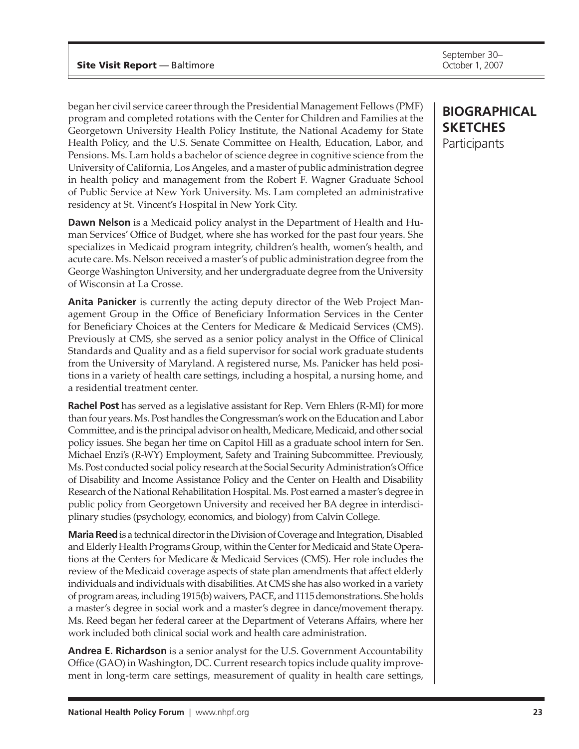## BIOGRAPHICAL SKETCHES
Participants

began her civil service career through the Presidential Management Fellows (PMF) program and completed rotations with the Center for Children and Families at the Georgetown University Health Policy Institute, the National Academy for State Health Policy, and the U.S. Senate Committee on Health, Education, Labor, and Pensions. Ms. Lam holds a bachelor of science degree in cognitive science from the University of California, Los Angeles, and a master of public administration degree in health policy and management from the Robert F. Wagner Graduate School of Public Service at New York University. Ms. Lam completed an administrative residency at St. Vincent's Hospital in New York City.

**Dawn Nelson** is a Medicaid policy analyst in the Department of Health and Human Services' Office of Budget, where she has worked for the past four years. She specializes in Medicaid program integrity, children's health, women's health, and acute care. Ms. Nelson received a master's of public administration degree from the George Washington University, and her undergraduate degree from the University of Wisconsin at La Crosse.

**Anita Panicker** is currently the acting deputy director of the Web Project Management Group in the Office of Beneficiary Information Services in the Center for Beneficiary Choices at the Centers for Medicare & Medicaid Services (CMS). Previously at CMS, she served as a senior policy analyst in the Office of Clinical Standards and Quality and as a field supervisor for social work graduate students from the University of Maryland. A registered nurse, Ms. Panicker has held positions in a variety of health care settings, including a hospital, a nursing home, and a residential treatment center.

**Rachel Post** has served as a legislative assistant for Rep. Vern Ehlers (R-MI) for more than four years. Ms. Post handles the Congressman's work on the Education and Labor Committee, and is the principal advisor on health, Medicare, Medicaid, and other social policy issues. She began her time on Capitol Hill as a graduate school intern for Sen. Michael Enzi's (R-WY) Employment, Safety and Training Subcommittee. Previously, Ms. Post conducted social policy research at the Social Security Administration's Office of Disability and Income Assistance Policy and the Center on Health and Disability Research of the National Rehabilitation Hospital. Ms. Post earned a master's degree in public policy from Georgetown University and received her BA degree in interdisciplinary studies (psychology, economics, and biology) from Calvin College.

**Maria Reed** is a technical director in the Division of Coverage and Integration, Disabled and Elderly Health Programs Group, within the Center for Medicaid and State Operations at the Centers for Medicare & Medicaid Services (CMS). Her role includes the review of the Medicaid coverage aspects of state plan amendments that affect elderly individuals and individuals with disabilities. At CMS she has also worked in a variety of program areas, including 1915(b) waivers, PACE, and 1115 demonstrations. She holds a master's degree in social work and a master's degree in dance/movement therapy. Ms. Reed began her federal career at the Department of Veterans Affairs, where her work included both clinical social work and health care administration.

**Andrea E. Richardson** is a senior analyst for the U.S. Government Accountability Office (GAO) in Washington, DC. Current research topics include quality improvement in long-term care settings, measurement of quality in health care settings,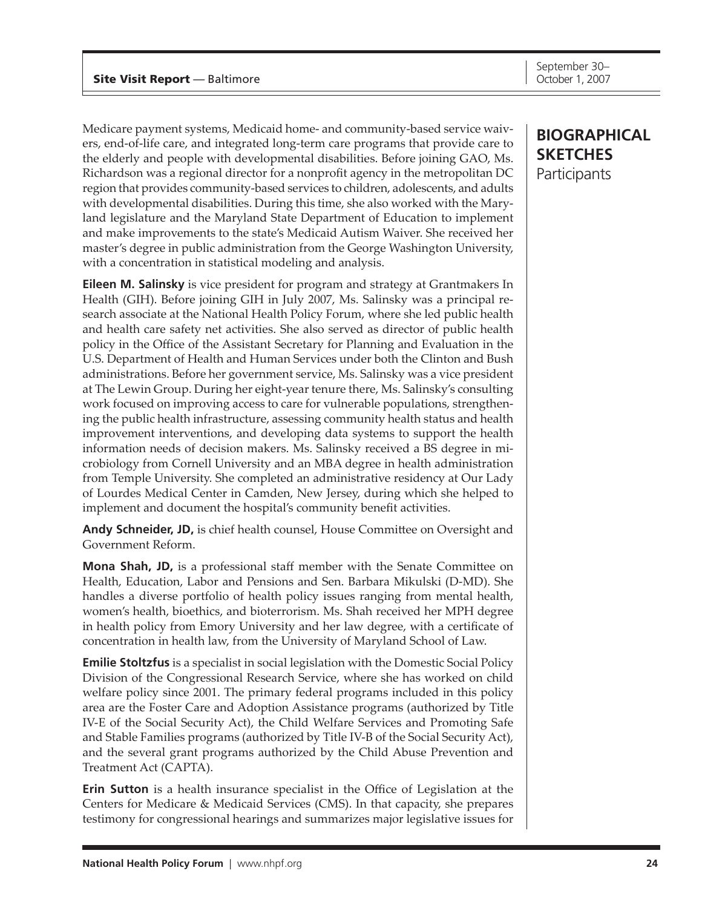## BIOGRAPHICAL SKETCHES
Participants

Medicare payment systems, Medicaid home- and community-based service waivers, end-of-life care, and integrated long-term care programs that provide care to the elderly and people with developmental disabilities. Before joining GAO, Ms. Richardson was a regional director for a nonprofit agency in the metropolitan DC region that provides community-based services to children, adolescents, and adults with developmental disabilities. During this time, she also worked with the Maryland legislature and the Maryland State Department of Education to implement and make improvements to the state's Medicaid Autism Waiver. She received her master's degree in public administration from the George Washington University, with a concentration in statistical modeling and analysis.

**Eileen M. Salinsky** is vice president for program and strategy at Grantmakers In Health (GIH). Before joining GIH in July 2007, Ms. Salinsky was a principal research associate at the National Health Policy Forum, where she led public health and health care safety net activities. She also served as director of public health policy in the Office of the Assistant Secretary for Planning and Evaluation in the U.S. Department of Health and Human Services under both the Clinton and Bush administrations. Before her government service, Ms. Salinsky was a vice president at The Lewin Group. During her eight-year tenure there, Ms. Salinsky's consulting work focused on improving access to care for vulnerable populations, strengthening the public health infrastructure, assessing community health status and health improvement interventions, and developing data systems to support the health information needs of decision makers. Ms. Salinsky received a BS degree in microbiology from Cornell University and an MBA degree in health administration from Temple University. She completed an administrative residency at Our Lady of Lourdes Medical Center in Camden, New Jersey, during which she helped to implement and document the hospital's community benefit activities.

**Andy Schneider, JD,** is chief health counsel, House Committee on Oversight and Government Reform.

**Mona Shah, JD,** is a professional staff member with the Senate Committee on Health, Education, Labor and Pensions and Sen. Barbara Mikulski (D-MD). She handles a diverse portfolio of health policy issues ranging from mental health, women's health, bioethics, and bioterrorism. Ms. Shah received her MPH degree in health policy from Emory University and her law degree, with a certificate of concentration in health law, from the University of Maryland School of Law.

**Emilie Stoltzfus** is a specialist in social legislation with the Domestic Social Policy Division of the Congressional Research Service, where she has worked on child welfare policy since 2001. The primary federal programs included in this policy area are the Foster Care and Adoption Assistance programs (authorized by Title IV-E of the Social Security Act), the Child Welfare Services and Promoting Safe and Stable Families programs (authorized by Title IV-B of the Social Security Act), and the several grant programs authorized by the Child Abuse Prevention and Treatment Act (CAPTA).

**Erin Sutton** is a health insurance specialist in the Office of Legislation at the Centers for Medicare & Medicaid Services (CMS). In that capacity, she prepares testimony for congressional hearings and summarizes major legislative issues for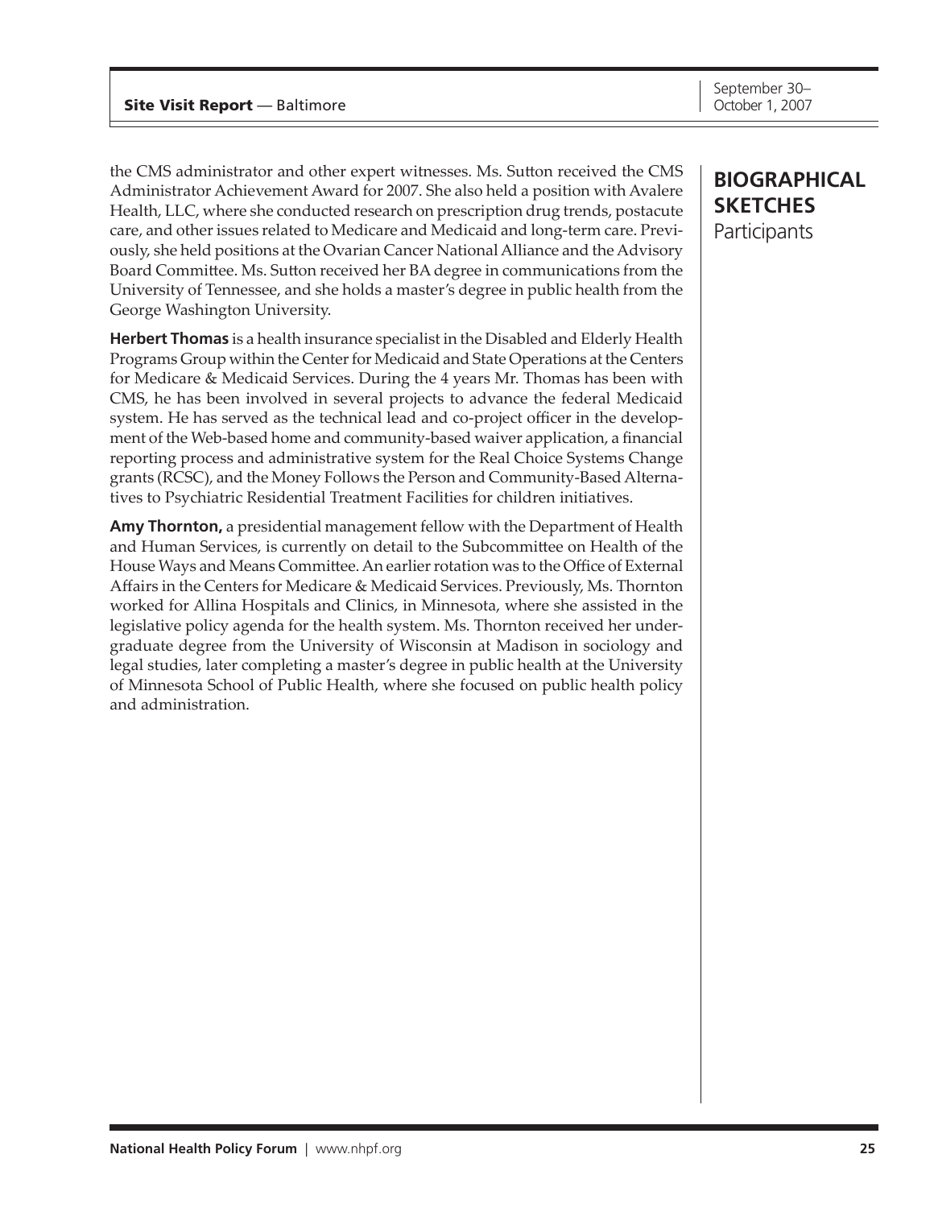the CMS administrator and other expert witnesses. Ms. Sutton received the CMS Administrator Achievement Award for 2007. She also held a position with Avalere Health, LLC, where she conducted research on prescription drug trends, postacute care, and other issues related to Medicare and Medicaid and long-term care. Previously, she held positions at the Ovarian Cancer National Alliance and the Advisory Board Committee. Ms. Sutton received her BA degree in communications from the University of Tennessee, and she holds a master's degree in public health from the George Washington University.

## BIOGRAPHICAL SKETCHES
Participants

**Herbert Thomas** is a health insurance specialist in the Disabled and Elderly Health Programs Group within the Center for Medicaid and State Operations at the Centers for Medicare & Medicaid Services. During the 4 years Mr. Thomas has been with CMS, he has been involved in several projects to advance the federal Medicaid system. He has served as the technical lead and co-project officer in the development of the Web-based home and community-based waiver application, a financial reporting process and administrative system for the Real Choice Systems Change grants (RCSC), and the Money Follows the Person and Community-Based Alternatives to Psychiatric Residential Treatment Facilities for children initiatives.

**Amy Thornton,** a presidential management fellow with the Department of Health and Human Services, is currently on detail to the Subcommittee on Health of the House Ways and Means Committee. An earlier rotation was to the Office of External Affairs in the Centers for Medicare & Medicaid Services. Previously, Ms. Thornton worked for Allina Hospitals and Clinics, in Minnesota, where she assisted in the legislative policy agenda for the health system. Ms. Thornton received her undergraduate degree from the University of Wisconsin at Madison in sociology and legal studies, later completing a master's degree in public health at the University of Minnesota School of Public Health, where she focused on public health policy and administration.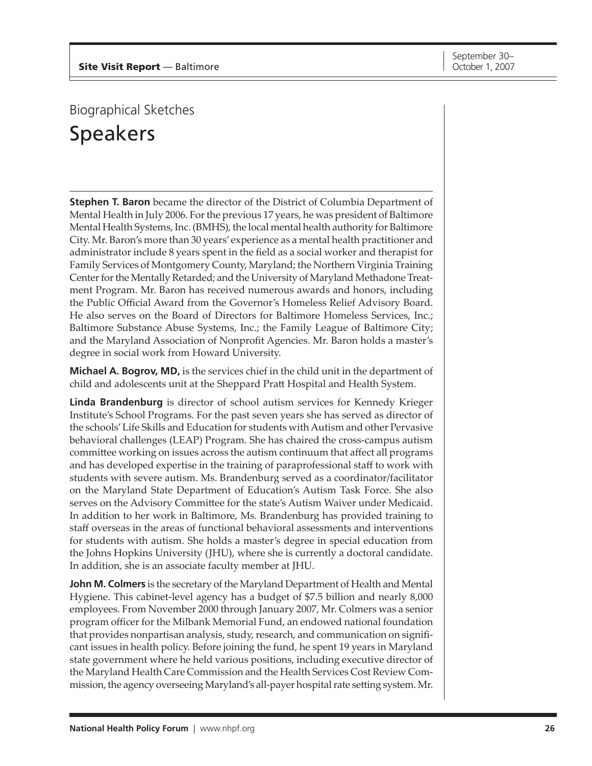## Biographical Sketches

# Speakers

**Stephen T. Baron** became the director of the District of Columbia Department of Mental Health in July 2006. For the previous 17 years, he was president of Baltimore Mental Health Systems, Inc. (BMHS), the local mental health authority for Baltimore City. Mr. Baron's more than 30 years' experience as a mental health practitioner and administrator include 8 years spent in the field as a social worker and therapist for Family Services of Montgomery County, Maryland; the Northern Virginia Training Center for the Mentally Retarded; and the University of Maryland Methadone Treatment Program. Mr. Baron has received numerous awards and honors, including the Public Official Award from the Governor's Homeless Relief Advisory Board. He also serves on the Board of Directors for Baltimore Homeless Services, Inc.; Baltimore Substance Abuse Systems, Inc.; the Family League of Baltimore City; and the Maryland Association of Nonprofit Agencies. Mr. Baron holds a master's degree in social work from Howard University.

**Michael A. Bogrov, MD,** is the services chief in the child unit in the department of child and adolescents unit at the Sheppard Pratt Hospital and Health System.

**Linda Brandenburg** is director of school autism services for Kennedy Krieger Institute's School Programs. For the past seven years she has served as director of the schools' Life Skills and Education for students with Autism and other Pervasive behavioral challenges (LEAP) Program. She has chaired the cross-campus autism committee working on issues across the autism continuum that affect all programs and has developed expertise in the training of paraprofessional staff to work with students with severe autism. Ms. Brandenburg served as a coordinator/facilitator on the Maryland State Department of Education's Autism Task Force. She also serves on the Advisory Committee for the state's Autism Waiver under Medicaid. In addition to her work in Baltimore, Ms. Brandenburg has provided training to staff overseas in the areas of functional behavioral assessments and interventions for students with autism. She holds a master's degree in special education from the Johns Hopkins University (JHU), where she is currently a doctoral candidate. In addition, she is an associate faculty member at JHU.

**John M. Colmers** is the secretary of the Maryland Department of Health and Mental Hygiene. This cabinet-level agency has a budget of $7.5 billion and nearly 8,000 employees. From November 2000 through January 2007, Mr. Colmers was a senior program officer for the Milbank Memorial Fund, an endowed national foundation that provides nonpartisan analysis, study, research, and communication on significant issues in health policy. Before joining the fund, he spent 19 years in Maryland state government where he held various positions, including executive director of the Maryland Health Care Commission and the Health Services Cost Review Commission, the agency overseeing Maryland's all-payer hospital rate setting system. Mr.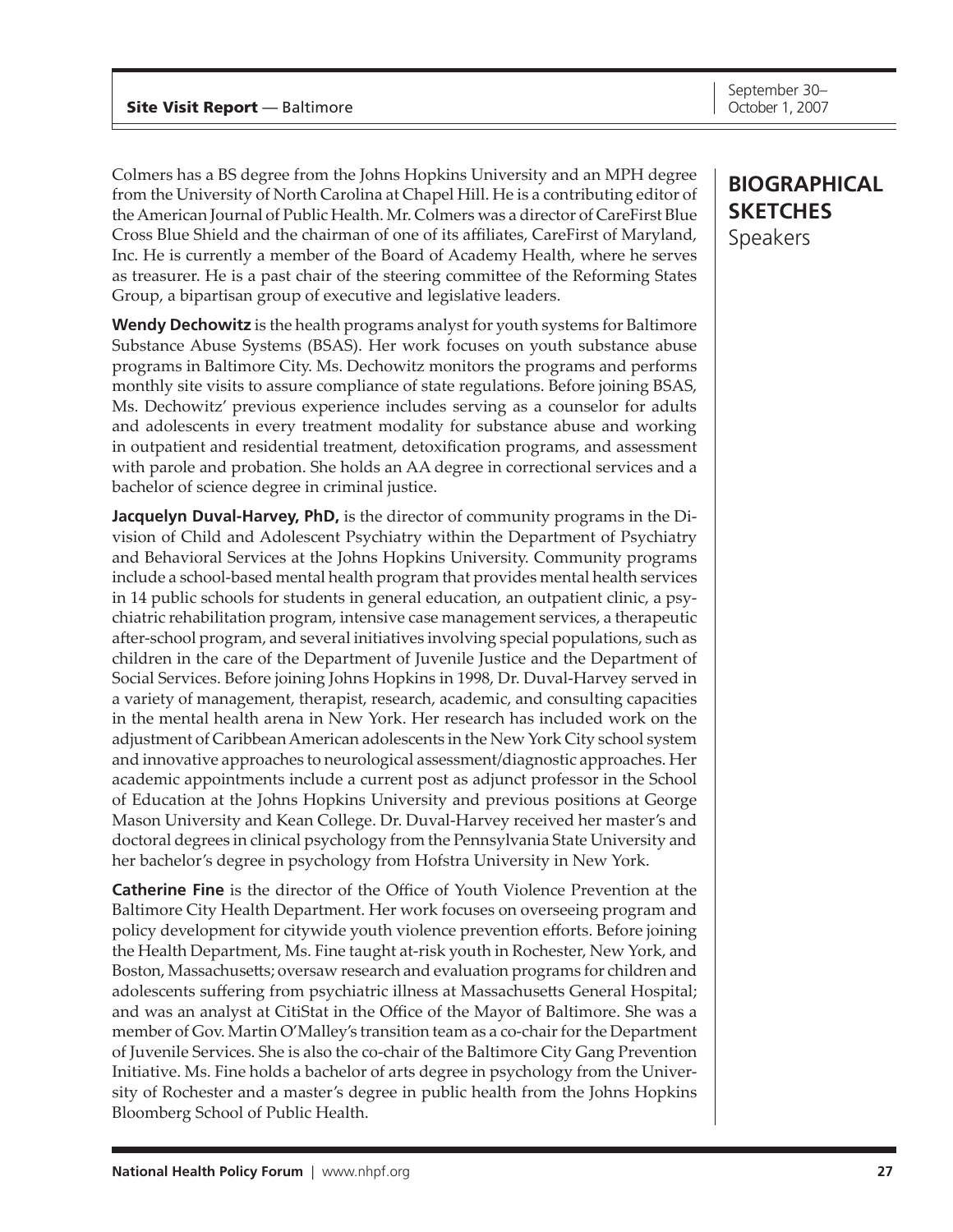## BIOGRAPHICAL SKETCHES

Speakers

Colmers has a BS degree from the Johns Hopkins University and an MPH degree from the University of North Carolina at Chapel Hill. He is a contributing editor of the American Journal of Public Health. Mr. Colmers was a director of CareFirst Blue Cross Blue Shield and the chairman of one of its affiliates, CareFirst of Maryland, Inc. He is currently a member of the Board of Academy Health, where he serves as treasurer. He is a past chair of the steering committee of the Reforming States Group, a bipartisan group of executive and legislative leaders.

**Wendy Dechowitz** is the health programs analyst for youth systems for Baltimore Substance Abuse Systems (BSAS). Her work focuses on youth substance abuse programs in Baltimore City. Ms. Dechowitz monitors the programs and performs monthly site visits to assure compliance of state regulations. Before joining BSAS, Ms. Dechowitz' previous experience includes serving as a counselor for adults and adolescents in every treatment modality for substance abuse and working in outpatient and residential treatment, detoxification programs, and assessment with parole and probation. She holds an AA degree in correctional services and a bachelor of science degree in criminal justice.

**Jacquelyn Duval-Harvey, PhD,** is the director of community programs in the Division of Child and Adolescent Psychiatry within the Department of Psychiatry and Behavioral Services at the Johns Hopkins University. Community programs include a school-based mental health program that provides mental health services in 14 public schools for students in general education, an outpatient clinic, a psychiatric rehabilitation program, intensive case management services, a therapeutic after-school program, and several initiatives involving special populations, such as children in the care of the Department of Juvenile Justice and the Department of Social Services. Before joining Johns Hopkins in 1998, Dr. Duval-Harvey served in a variety of management, therapist, research, academic, and consulting capacities in the mental health arena in New York. Her research has included work on the adjustment of Caribbean American adolescents in the New York City school system and innovative approaches to neurological assessment/diagnostic approaches. Her academic appointments include a current post as adjunct professor in the School of Education at the Johns Hopkins University and previous positions at George Mason University and Kean College. Dr. Duval-Harvey received her master's and doctoral degrees in clinical psychology from the Pennsylvania State University and her bachelor's degree in psychology from Hofstra University in New York.

**Catherine Fine** is the director of the Office of Youth Violence Prevention at the Baltimore City Health Department. Her work focuses on overseeing program and policy development for citywide youth violence prevention efforts. Before joining the Health Department, Ms. Fine taught at-risk youth in Rochester, New York, and Boston, Massachusetts; oversaw research and evaluation programs for children and adolescents suffering from psychiatric illness at Massachusetts General Hospital; and was an analyst at CitiStat in the Office of the Mayor of Baltimore. She was a member of Gov. Martin O'Malley's transition team as a co-chair for the Department of Juvenile Services. She is also the co-chair of the Baltimore City Gang Prevention Initiative. Ms. Fine holds a bachelor of arts degree in psychology from the University of Rochester and a master's degree in public health from the Johns Hopkins Bloomberg School of Public Health.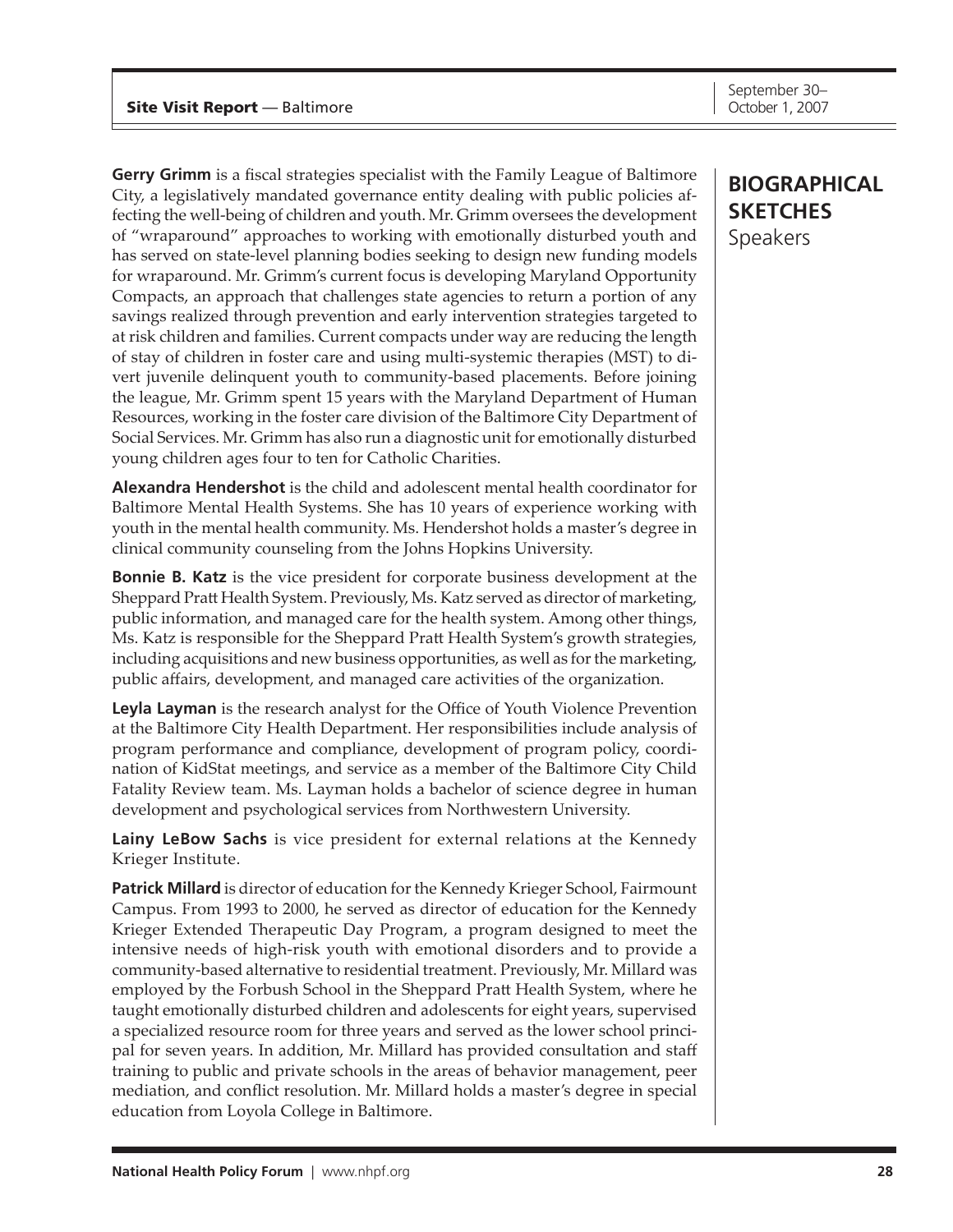## BIOGRAPHICAL SKETCHES

Speakers

**Gerry Grimm** is a fiscal strategies specialist with the Family League of Baltimore City, a legislatively mandated governance entity dealing with public policies affecting the well-being of children and youth. Mr. Grimm oversees the development of "wraparound" approaches to working with emotionally disturbed youth and has served on state-level planning bodies seeking to design new funding models for wraparound. Mr. Grimm's current focus is developing Maryland Opportunity Compacts, an approach that challenges state agencies to return a portion of any savings realized through prevention and early intervention strategies targeted to at risk children and families. Current compacts under way are reducing the length of stay of children in foster care and using multi-systemic therapies (MST) to divert juvenile delinquent youth to community-based placements. Before joining the league, Mr. Grimm spent 15 years with the Maryland Department of Human Resources, working in the foster care division of the Baltimore City Department of Social Services. Mr. Grimm has also run a diagnostic unit for emotionally disturbed young children ages four to ten for Catholic Charities.

**Alexandra Hendershot** is the child and adolescent mental health coordinator for Baltimore Mental Health Systems. She has 10 years of experience working with youth in the mental health community. Ms. Hendershot holds a master's degree in clinical community counseling from the Johns Hopkins University.

**Bonnie B. Katz** is the vice president for corporate business development at the Sheppard Pratt Health System. Previously, Ms. Katz served as director of marketing, public information, and managed care for the health system. Among other things, Ms. Katz is responsible for the Sheppard Pratt Health System's growth strategies, including acquisitions and new business opportunities, as well as for the marketing, public affairs, development, and managed care activities of the organization.

**Leyla Layman** is the research analyst for the Office of Youth Violence Prevention at the Baltimore City Health Department. Her responsibilities include analysis of program performance and compliance, development of program policy, coordination of KidStat meetings, and service as a member of the Baltimore City Child Fatality Review team. Ms. Layman holds a bachelor of science degree in human development and psychological services from Northwestern University.

**Lainy LeBow Sachs** is vice president for external relations at the Kennedy Krieger Institute.

**Patrick Millard** is director of education for the Kennedy Krieger School, Fairmount Campus. From 1993 to 2000, he served as director of education for the Kennedy Krieger Extended Therapeutic Day Program, a program designed to meet the intensive needs of high-risk youth with emotional disorders and to provide a community-based alternative to residential treatment. Previously, Mr. Millard was employed by the Forbush School in the Sheppard Pratt Health System, where he taught emotionally disturbed children and adolescents for eight years, supervised a specialized resource room for three years and served as the lower school principal for seven years. In addition, Mr. Millard has provided consultation and staff training to public and private schools in the areas of behavior management, peer mediation, and conflict resolution. Mr. Millard holds a master's degree in special education from Loyola College in Baltimore.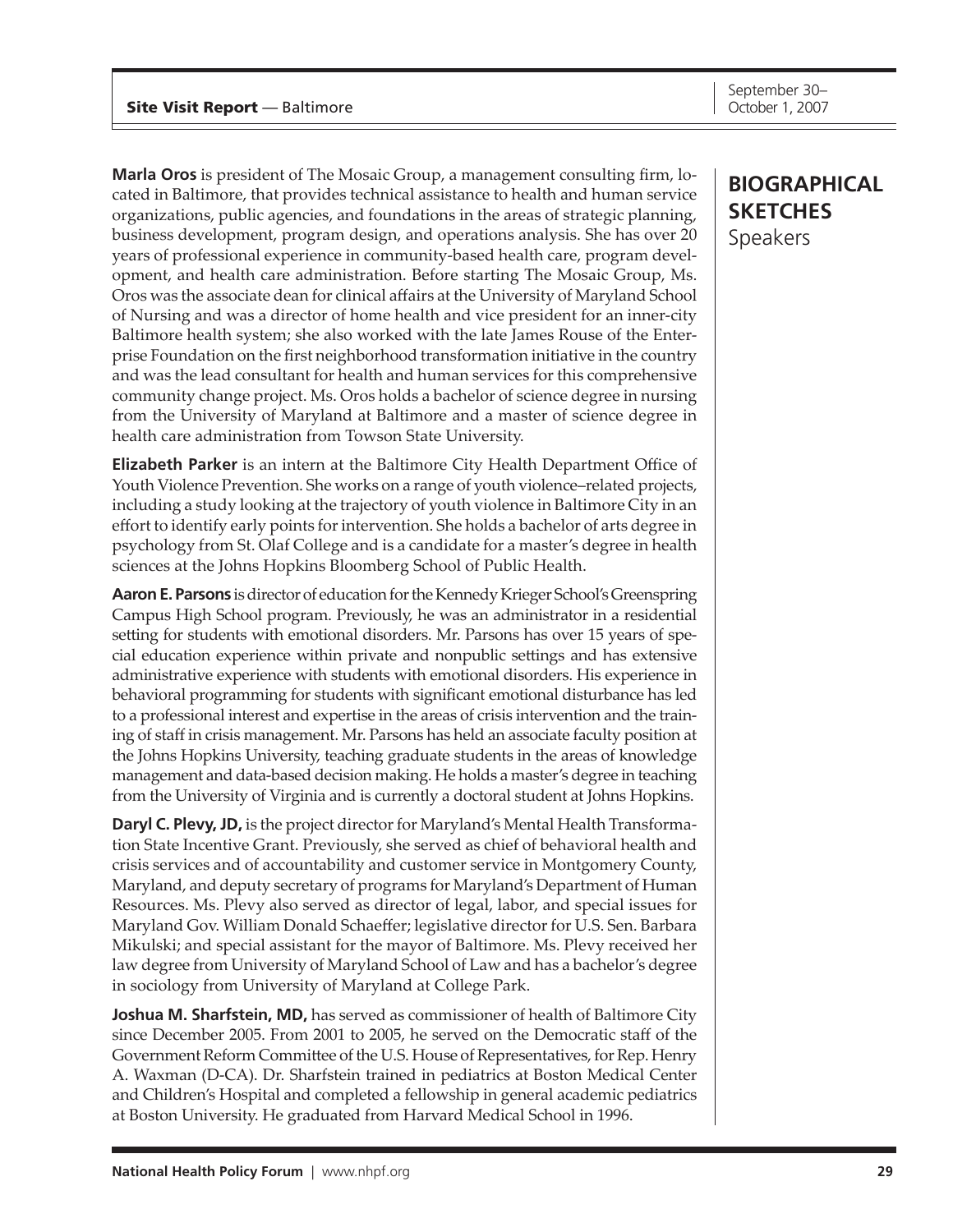## BIOGRAPHICAL SKETCHES

Speakers

**Marla Oros** is president of The Mosaic Group, a management consulting firm, located in Baltimore, that provides technical assistance to health and human service organizations, public agencies, and foundations in the areas of strategic planning, business development, program design, and operations analysis. She has over 20 years of professional experience in community-based health care, program development, and health care administration. Before starting The Mosaic Group, Ms. Oros was the associate dean for clinical affairs at the University of Maryland School of Nursing and was a director of home health and vice president for an inner-city Baltimore health system; she also worked with the late James Rouse of the Enterprise Foundation on the first neighborhood transformation initiative in the country and was the lead consultant for health and human services for this comprehensive community change project. Ms. Oros holds a bachelor of science degree in nursing from the University of Maryland at Baltimore and a master of science degree in health care administration from Towson State University.

**Elizabeth Parker** is an intern at the Baltimore City Health Department Office of Youth Violence Prevention. She works on a range of youth violence–related projects, including a study looking at the trajectory of youth violence in Baltimore City in an effort to identify early points for intervention. She holds a bachelor of arts degree in psychology from St. Olaf College and is a candidate for a master's degree in health sciences at the Johns Hopkins Bloomberg School of Public Health.

**Aaron E. Parsons** is director of education for the Kennedy Krieger School's Greenspring Campus High School program. Previously, he was an administrator in a residential setting for students with emotional disorders. Mr. Parsons has over 15 years of special education experience within private and nonpublic settings and has extensive administrative experience with students with emotional disorders. His experience in behavioral programming for students with significant emotional disturbance has led to a professional interest and expertise in the areas of crisis intervention and the training of staff in crisis management. Mr. Parsons has held an associate faculty position at the Johns Hopkins University, teaching graduate students in the areas of knowledge management and data-based decision making. He holds a master's degree in teaching from the University of Virginia and is currently a doctoral student at Johns Hopkins.

**Daryl C. Plevy, JD,** is the project director for Maryland's Mental Health Transformation State Incentive Grant. Previously, she served as chief of behavioral health and crisis services and of accountability and customer service in Montgomery County, Maryland, and deputy secretary of programs for Maryland's Department of Human Resources. Ms. Plevy also served as director of legal, labor, and special issues for Maryland Gov. William Donald Schaeffer; legislative director for U.S. Sen. Barbara Mikulski; and special assistant for the mayor of Baltimore. Ms. Plevy received her law degree from University of Maryland School of Law and has a bachelor's degree in sociology from University of Maryland at College Park.

**Joshua M. Sharfstein, MD,** has served as commissioner of health of Baltimore City since December 2005. From 2001 to 2005, he served on the Democratic staff of the Government Reform Committee of the U.S. House of Representatives, for Rep. Henry A. Waxman (D-CA). Dr. Sharfstein trained in pediatrics at Boston Medical Center and Children's Hospital and completed a fellowship in general academic pediatrics at Boston University. He graduated from Harvard Medical School in 1996.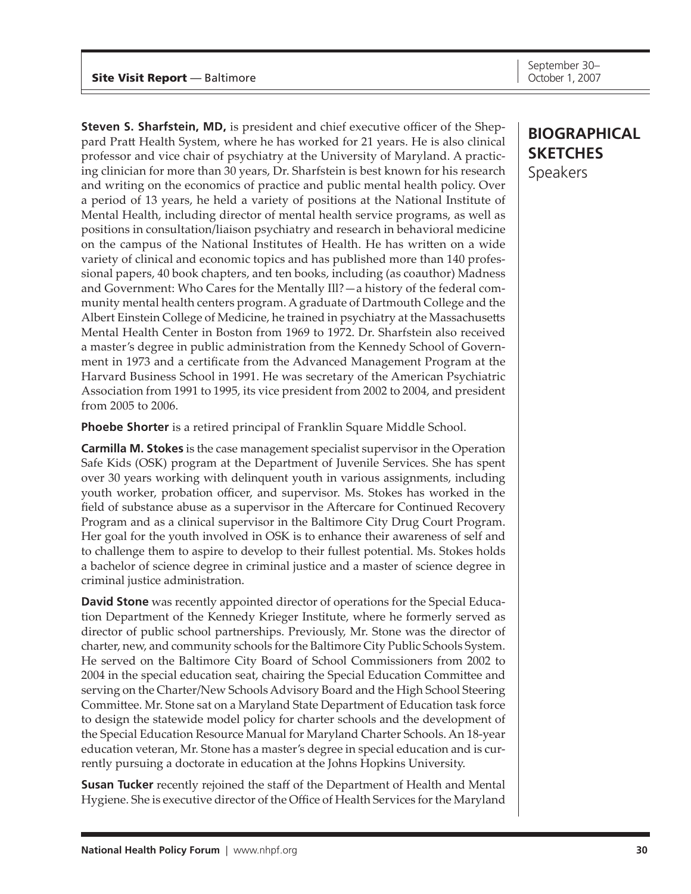## BIOGRAPHICAL SKETCHES

Speakers

**Steven S. Sharfstein, MD,** is president and chief executive officer of the Sheppard Pratt Health System, where he has worked for 21 years. He is also clinical professor and vice chair of psychiatry at the University of Maryland. A practicing clinician for more than 30 years, Dr. Sharfstein is best known for his research and writing on the economics of practice and public mental health policy. Over a period of 13 years, he held a variety of positions at the National Institute of Mental Health, including director of mental health service programs, as well as positions in consultation/liaison psychiatry and research in behavioral medicine on the campus of the National Institutes of Health. He has written on a wide variety of clinical and economic topics and has published more than 140 professional papers, 40 book chapters, and ten books, including (as coauthor) Madness and Government: Who Cares for the Mentally Ill?—a history of the federal community mental health centers program. A graduate of Dartmouth College and the Albert Einstein College of Medicine, he trained in psychiatry at the Massachusetts Mental Health Center in Boston from 1969 to 1972. Dr. Sharfstein also received a master's degree in public administration from the Kennedy School of Government in 1973 and a certificate from the Advanced Management Program at the Harvard Business School in 1991. He was secretary of the American Psychiatric Association from 1991 to 1995, its vice president from 2002 to 2004, and president from 2005 to 2006.

**Phoebe Shorter** is a retired principal of Franklin Square Middle School.

**Carmilla M. Stokes** is the case management specialist supervisor in the Operation Safe Kids (OSK) program at the Department of Juvenile Services. She has spent over 30 years working with delinquent youth in various assignments, including youth worker, probation officer, and supervisor. Ms. Stokes has worked in the field of substance abuse as a supervisor in the Aftercare for Continued Recovery Program and as a clinical supervisor in the Baltimore City Drug Court Program. Her goal for the youth involved in OSK is to enhance their awareness of self and to challenge them to aspire to develop to their fullest potential. Ms. Stokes holds a bachelor of science degree in criminal justice and a master of science degree in criminal justice administration.

**David Stone** was recently appointed director of operations for the Special Education Department of the Kennedy Krieger Institute, where he formerly served as director of public school partnerships. Previously, Mr. Stone was the director of charter, new, and community schools for the Baltimore City Public Schools System. He served on the Baltimore City Board of School Commissioners from 2002 to 2004 in the special education seat, chairing the Special Education Committee and serving on the Charter/New Schools Advisory Board and the High School Steering Committee. Mr. Stone sat on a Maryland State Department of Education task force to design the statewide model policy for charter schools and the development of the Special Education Resource Manual for Maryland Charter Schools. An 18-year education veteran, Mr. Stone has a master's degree in special education and is currently pursuing a doctorate in education at the Johns Hopkins University.

**Susan Tucker** recently rejoined the staff of the Department of Health and Mental Hygiene. She is executive director of the Office of Health Services for the Maryland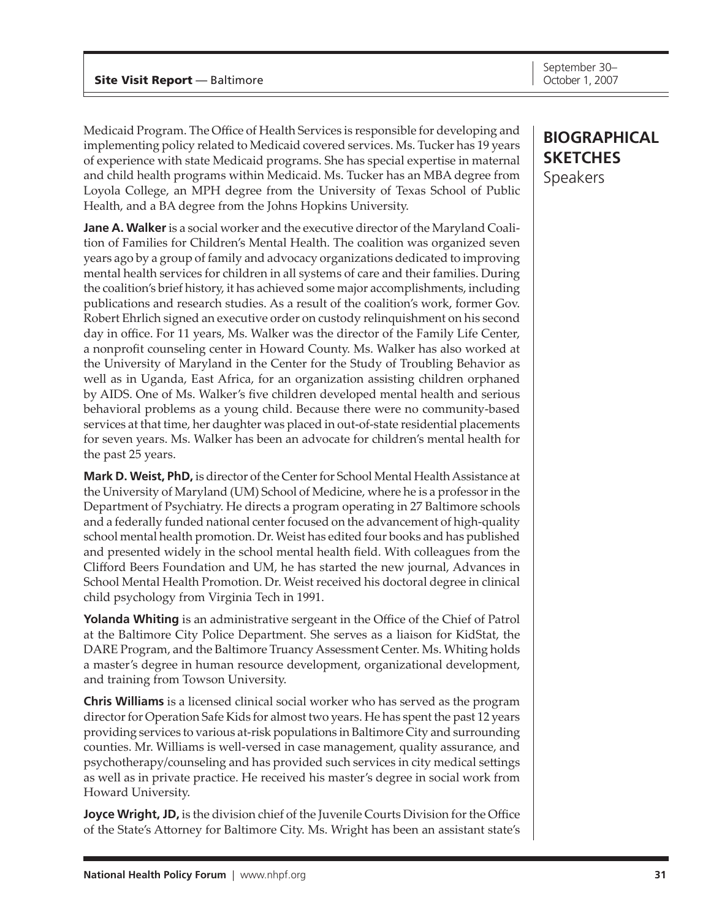## BIOGRAPHICAL SKETCHES

Speakers

Medicaid Program. The Office of Health Services is responsible for developing and implementing policy related to Medicaid covered services. Ms. Tucker has 19 years of experience with state Medicaid programs. She has special expertise in maternal and child health programs within Medicaid. Ms. Tucker has an MBA degree from Loyola College, an MPH degree from the University of Texas School of Public Health, and a BA degree from the Johns Hopkins University.

**Jane A. Walker** is a social worker and the executive director of the Maryland Coalition of Families for Children's Mental Health. The coalition was organized seven years ago by a group of family and advocacy organizations dedicated to improving mental health services for children in all systems of care and their families. During the coalition's brief history, it has achieved some major accomplishments, including publications and research studies. As a result of the coalition's work, former Gov. Robert Ehrlich signed an executive order on custody relinquishment on his second day in office. For 11 years, Ms. Walker was the director of the Family Life Center, a nonprofit counseling center in Howard County. Ms. Walker has also worked at the University of Maryland in the Center for the Study of Troubling Behavior as well as in Uganda, East Africa, for an organization assisting children orphaned by AIDS. One of Ms. Walker's five children developed mental health and serious behavioral problems as a young child. Because there were no community-based services at that time, her daughter was placed in out-of-state residential placements for seven years. Ms. Walker has been an advocate for children's mental health for the past 25 years.

**Mark D. Weist, PhD,** is director of the Center for School Mental Health Assistance at the University of Maryland (UM) School of Medicine, where he is a professor in the Department of Psychiatry. He directs a program operating in 27 Baltimore schools and a federally funded national center focused on the advancement of high-quality school mental health promotion. Dr. Weist has edited four books and has published and presented widely in the school mental health field. With colleagues from the Clifford Beers Foundation and UM, he has started the new journal, Advances in School Mental Health Promotion. Dr. Weist received his doctoral degree in clinical child psychology from Virginia Tech in 1991.

**Yolanda Whiting** is an administrative sergeant in the Office of the Chief of Patrol at the Baltimore City Police Department. She serves as a liaison for KidStat, the DARE Program, and the Baltimore Truancy Assessment Center. Ms. Whiting holds a master's degree in human resource development, organizational development, and training from Towson University.

**Chris Williams** is a licensed clinical social worker who has served as the program director for Operation Safe Kids for almost two years. He has spent the past 12 years providing services to various at-risk populations in Baltimore City and surrounding counties. Mr. Williams is well-versed in case management, quality assurance, and psychotherapy/counseling and has provided such services in city medical settings as well as in private practice. He received his master's degree in social work from Howard University.

**Joyce Wright, JD,** is the division chief of the Juvenile Courts Division for the Office of the State's Attorney for Baltimore City. Ms. Wright has been an assistant state's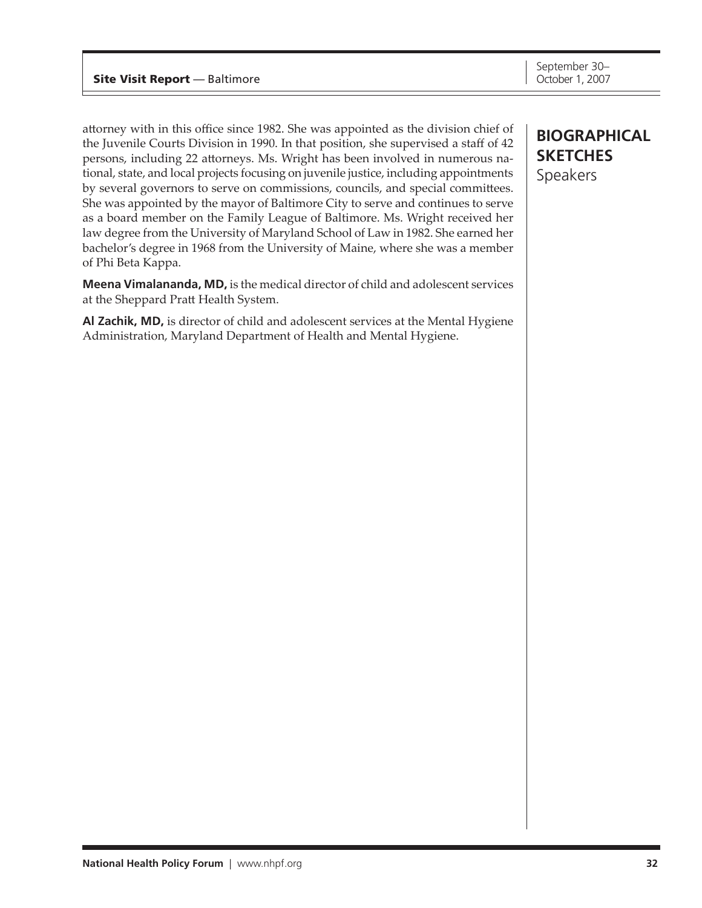attorney with in this office since 1982. She was appointed as the division chief of the Juvenile Courts Division in 1990. In that position, she supervised a staff of 42 persons, including 22 attorneys. Ms. Wright has been involved in numerous national, state, and local projects focusing on juvenile justice, including appointments by several governors to serve on commissions, councils, and special committees. She was appointed by the mayor of Baltimore City to serve and continues to serve as a board member on the Family League of Baltimore. Ms. Wright received her law degree from the University of Maryland School of Law in 1982. She earned her bachelor's degree in 1968 from the University of Maine, where she was a member of Phi Beta Kappa.

**Meena Vimalananda, MD,** is the medical director of child and adolescent services at the Sheppard Pratt Health System.

**Al Zachik, MD,** is director of child and adolescent services at the Mental Hygiene Administration, Maryland Department of Health and Mental Hygiene.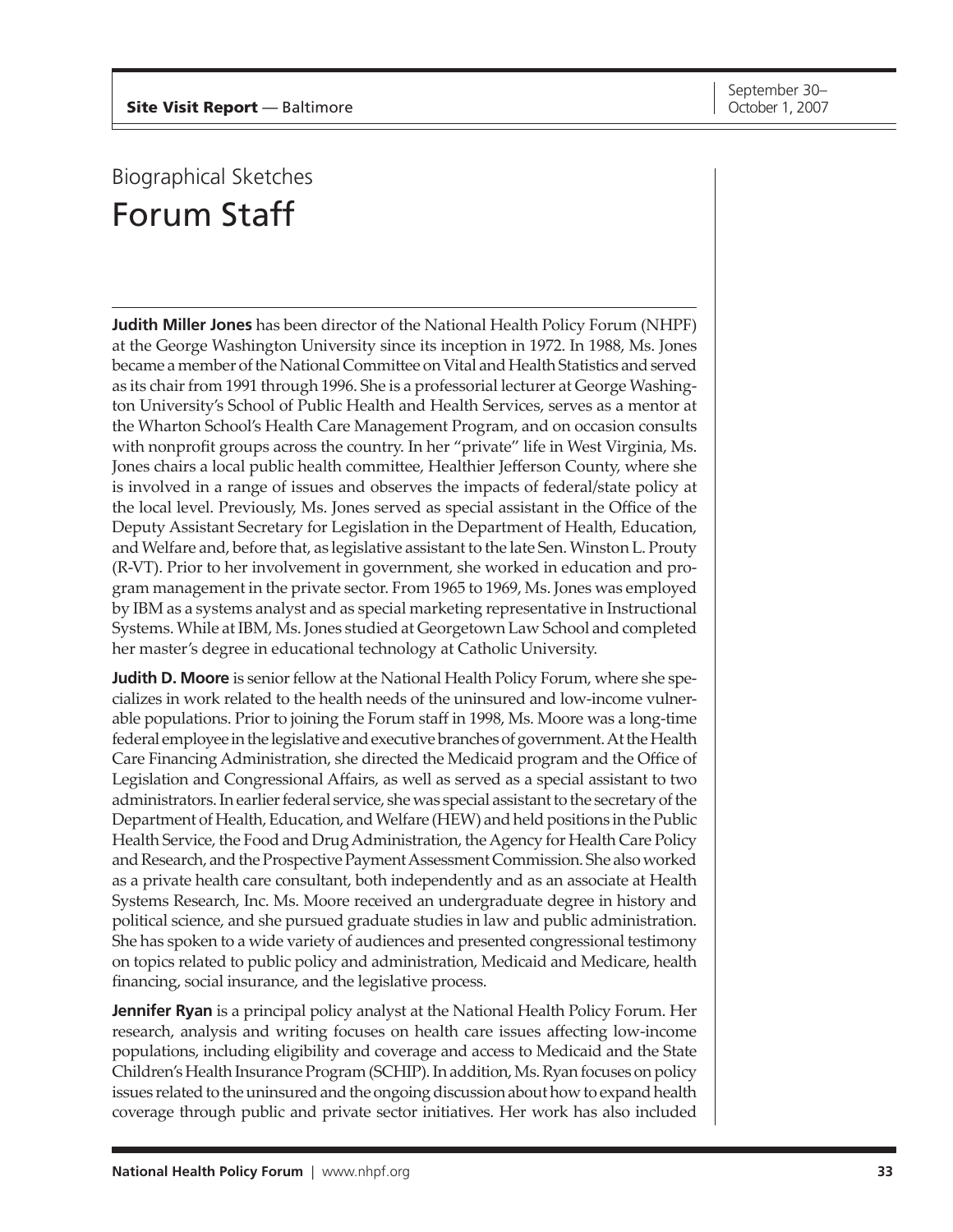## Biographical Sketches

# Forum Staff

**Judith Miller Jones** has been director of the National Health Policy Forum (NHPF) at the George Washington University since its inception in 1972. In 1988, Ms. Jones became a member of the National Committee on Vital and Health Statistics and served as its chair from 1991 through 1996. She is a professorial lecturer at George Washington University's School of Public Health and Health Services, serves as a mentor at the Wharton School's Health Care Management Program, and on occasion consults with nonprofit groups across the country. In her "private" life in West Virginia, Ms. Jones chairs a local public health committee, Healthier Jefferson County, where she is involved in a range of issues and observes the impacts of federal/state policy at the local level. Previously, Ms. Jones served as special assistant in the Office of the Deputy Assistant Secretary for Legislation in the Department of Health, Education, and Welfare and, before that, as legislative assistant to the late Sen. Winston L. Prouty (R-VT). Prior to her involvement in government, she worked in education and program management in the private sector. From 1965 to 1969, Ms. Jones was employed by IBM as a systems analyst and as special marketing representative in Instructional Systems. While at IBM, Ms. Jones studied at Georgetown Law School and completed her master's degree in educational technology at Catholic University.

**Judith D. Moore** is senior fellow at the National Health Policy Forum, where she specializes in work related to the health needs of the uninsured and low-income vulnerable populations. Prior to joining the Forum staff in 1998, Ms. Moore was a long-time federal employee in the legislative and executive branches of government. At the Health Care Financing Administration, she directed the Medicaid program and the Office of Legislation and Congressional Affairs, as well as served as a special assistant to two administrators. In earlier federal service, she was special assistant to the secretary of the Department of Health, Education, and Welfare (HEW) and held positions in the Public Health Service, the Food and Drug Administration, the Agency for Health Care Policy and Research, and the Prospective Payment Assessment Commission. She also worked as a private health care consultant, both independently and as an associate at Health Systems Research, Inc. Ms. Moore received an undergraduate degree in history and political science, and she pursued graduate studies in law and public administration. She has spoken to a wide variety of audiences and presented congressional testimony on topics related to public policy and administration, Medicaid and Medicare, health financing, social insurance, and the legislative process.

**Jennifer Ryan** is a principal policy analyst at the National Health Policy Forum. Her research, analysis and writing focuses on health care issues affecting low-income populations, including eligibility and coverage and access to Medicaid and the State Children's Health Insurance Program (SCHIP). In addition, Ms. Ryan focuses on policy issues related to the uninsured and the ongoing discussion about how to expand health coverage through public and private sector initiatives. Her work has also included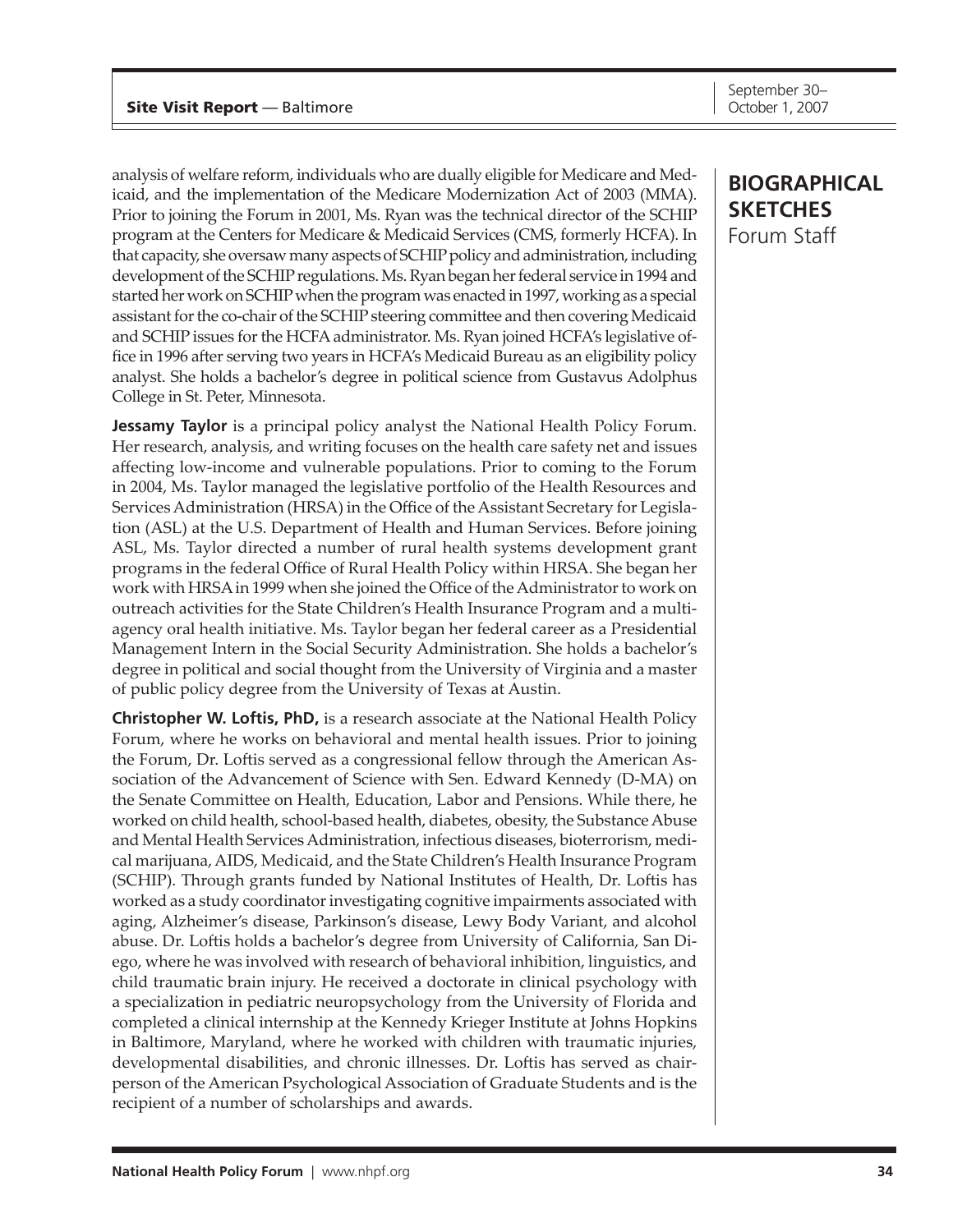## BIOGRAPHICAL SKETCHES
Forum Staff

analysis of welfare reform, individuals who are dually eligible for Medicare and Medicaid, and the implementation of the Medicare Modernization Act of 2003 (MMA). Prior to joining the Forum in 2001, Ms. Ryan was the technical director of the SCHIP program at the Centers for Medicare & Medicaid Services (CMS, formerly HCFA). In that capacity, she oversaw many aspects of SCHIP policy and administration, including development of the SCHIP regulations. Ms. Ryan began her federal service in 1994 and started her work on SCHIP when the program was enacted in 1997, working as a special assistant for the co-chair of the SCHIP steering committee and then covering Medicaid and SCHIP issues for the HCFA administrator. Ms. Ryan joined HCFA's legislative office in 1996 after serving two years in HCFA's Medicaid Bureau as an eligibility policy analyst. She holds a bachelor's degree in political science from Gustavus Adolphus College in St. Peter, Minnesota.

**Jessamy Taylor** is a principal policy analyst the National Health Policy Forum. Her research, analysis, and writing focuses on the health care safety net and issues affecting low-income and vulnerable populations. Prior to coming to the Forum in 2004, Ms. Taylor managed the legislative portfolio of the Health Resources and Services Administration (HRSA) in the Office of the Assistant Secretary for Legislation (ASL) at the U.S. Department of Health and Human Services. Before joining ASL, Ms. Taylor directed a number of rural health systems development grant programs in the federal Office of Rural Health Policy within HRSA. She began her work with HRSA in 1999 when she joined the Office of the Administrator to work on outreach activities for the State Children's Health Insurance Program and a multi-agency oral health initiative. Ms. Taylor began her federal career as a Presidential Management Intern in the Social Security Administration. She holds a bachelor's degree in political and social thought from the University of Virginia and a master of public policy degree from the University of Texas at Austin.

**Christopher W. Loftis, PhD,** is a research associate at the National Health Policy Forum, where he works on behavioral and mental health issues. Prior to joining the Forum, Dr. Loftis served as a congressional fellow through the American Association of the Advancement of Science with Sen. Edward Kennedy (D-MA) on the Senate Committee on Health, Education, Labor and Pensions. While there, he worked on child health, school-based health, diabetes, obesity, the Substance Abuse and Mental Health Services Administration, infectious diseases, bioterrorism, medical marijuana, AIDS, Medicaid, and the State Children's Health Insurance Program (SCHIP). Through grants funded by National Institutes of Health, Dr. Loftis has worked as a study coordinator investigating cognitive impairments associated with aging, Alzheimer's disease, Parkinson's disease, Lewy Body Variant, and alcohol abuse. Dr. Loftis holds a bachelor's degree from University of California, San Diego, where he was involved with research of behavioral inhibition, linguistics, and child traumatic brain injury. He received a doctorate in clinical psychology with a specialization in pediatric neuropsychology from the University of Florida and completed a clinical internship at the Kennedy Krieger Institute at Johns Hopkins in Baltimore, Maryland, where he worked with children with traumatic injuries, developmental disabilities, and chronic illnesses. Dr. Loftis has served as chairperson of the American Psychological Association of Graduate Students and is the recipient of a number of scholarships and awards.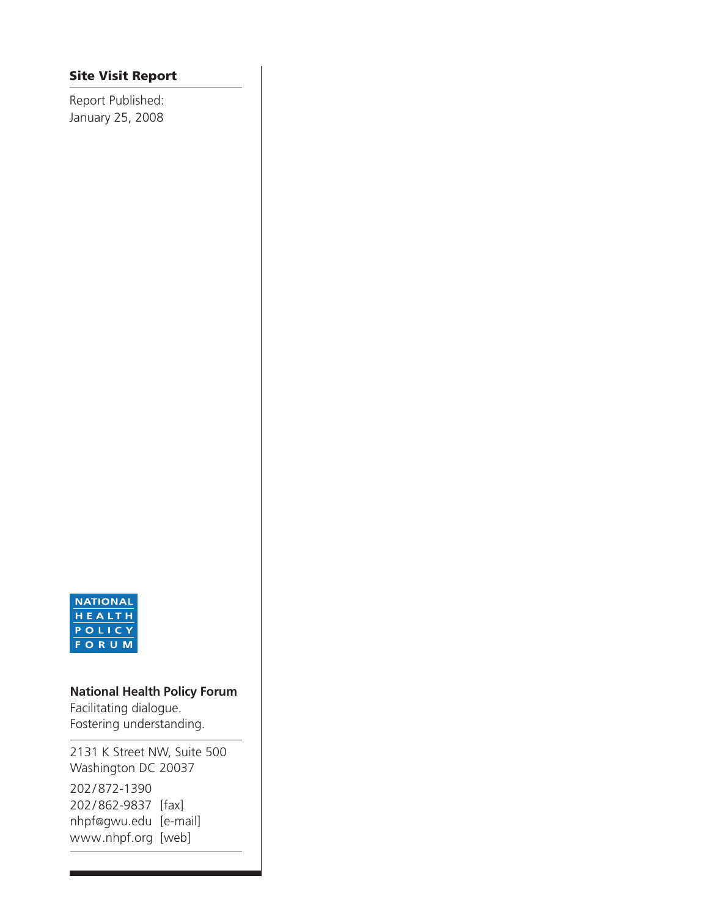**Site Visit Report**

Report Published:
January 25, 2008

NATIONAL
HEALTH
POLICY
FORUM

**National Health Policy Forum**
Facilitating dialogue.
Fostering understanding.

2131 K Street NW, Suite 500
Washington DC 20037

202/872-1390
202/862-9837 [fax]
nhpf@gwu.edu [e-mail]
www.nhpf.org [web]